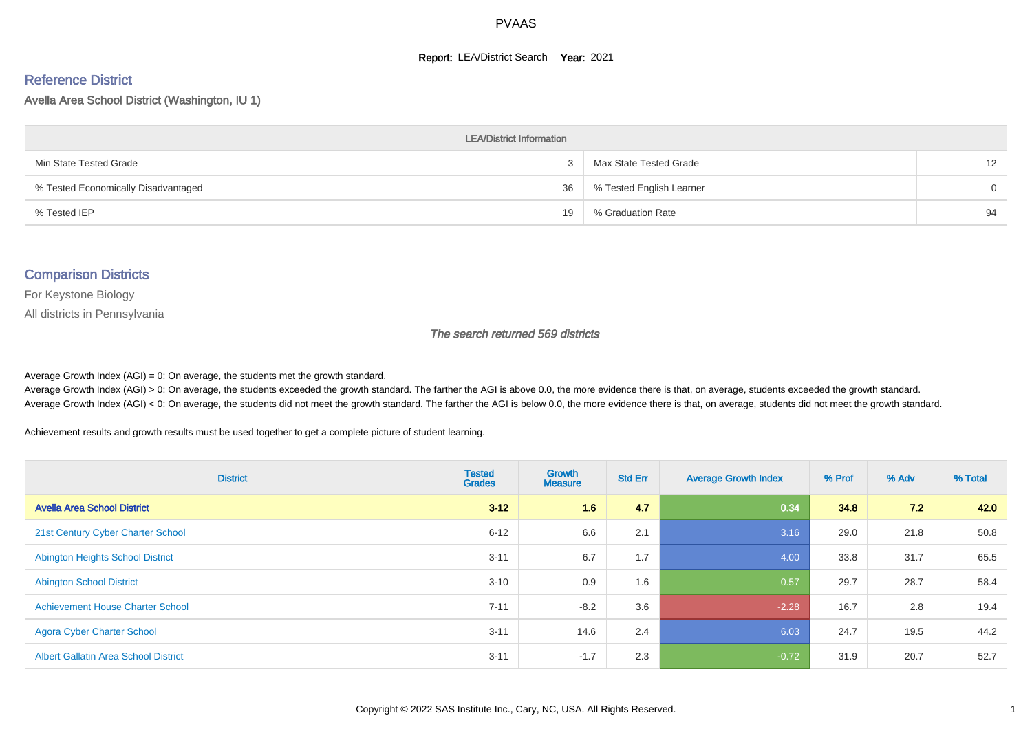# PVAAS

**Report:** LEA/District Search **Year:** 2021

## Reference District

Avella Area School District (Washington, IU 1)

| LEA/District Information | | | |
|---|---|---|---|
| Min State Tested Grade | 3 | Max State Tested Grade | 12 |
| % Tested Economically Disadvantaged | 36 | % Tested English Learner | 0 |
| % Tested IEP | 19 | % Graduation Rate | 94 |

## Comparison Districts

For Keystone Biology

All districts in Pennsylvania

*The search returned 569 districts*

Average Growth Index (AGI) = 0: On average, the students met the growth standard.
Average Growth Index (AGI) > 0: On average, the students exceeded the growth standard. The farther the AGI is above 0.0, the more evidence there is that, on average, students exceeded the growth standard.
Average Growth Index (AGI) < 0: On average, the students did not meet the growth standard. The farther the AGI is below 0.0, the more evidence there is that, on average, students did not meet the growth standard.

Achievement results and growth results must be used together to get a complete picture of student learning.

| District | Tested Grades | Growth Measure | Std Err | Average Growth Index | % Prof | % Adv | % Total |
|---|---|---|---|---|---|---|---|
| **Avella Area School District** | **3-12** | **1.6** | **4.7** | **0.34** | **34.8** | **7.2** | **42.0** |
| 21st Century Cyber Charter School | 6-12 | 6.6 | 2.1 | 3.16 | 29.0 | 21.8 | 50.8 |
| Abington Heights School District | 3-11 | 6.7 | 1.7 | 4.00 | 33.8 | 31.7 | 65.5 |
| Abington School District | 3-10 | 0.9 | 1.6 | 0.57 | 29.7 | 28.7 | 58.4 |
| Achievement House Charter School | 7-11 | -8.2 | 3.6 | -2.28 | 16.7 | 2.8 | 19.4 |
| Agora Cyber Charter School | 3-11 | 14.6 | 2.4 | 6.03 | 24.7 | 19.5 | 44.2 |
| Albert Gallatin Area School District | 3-11 | -1.7 | 2.3 | -0.72 | 31.9 | 20.7 | 52.7 |

Copyright © 2022 SAS Institute Inc., Cary, NC, USA. All Rights Reserved.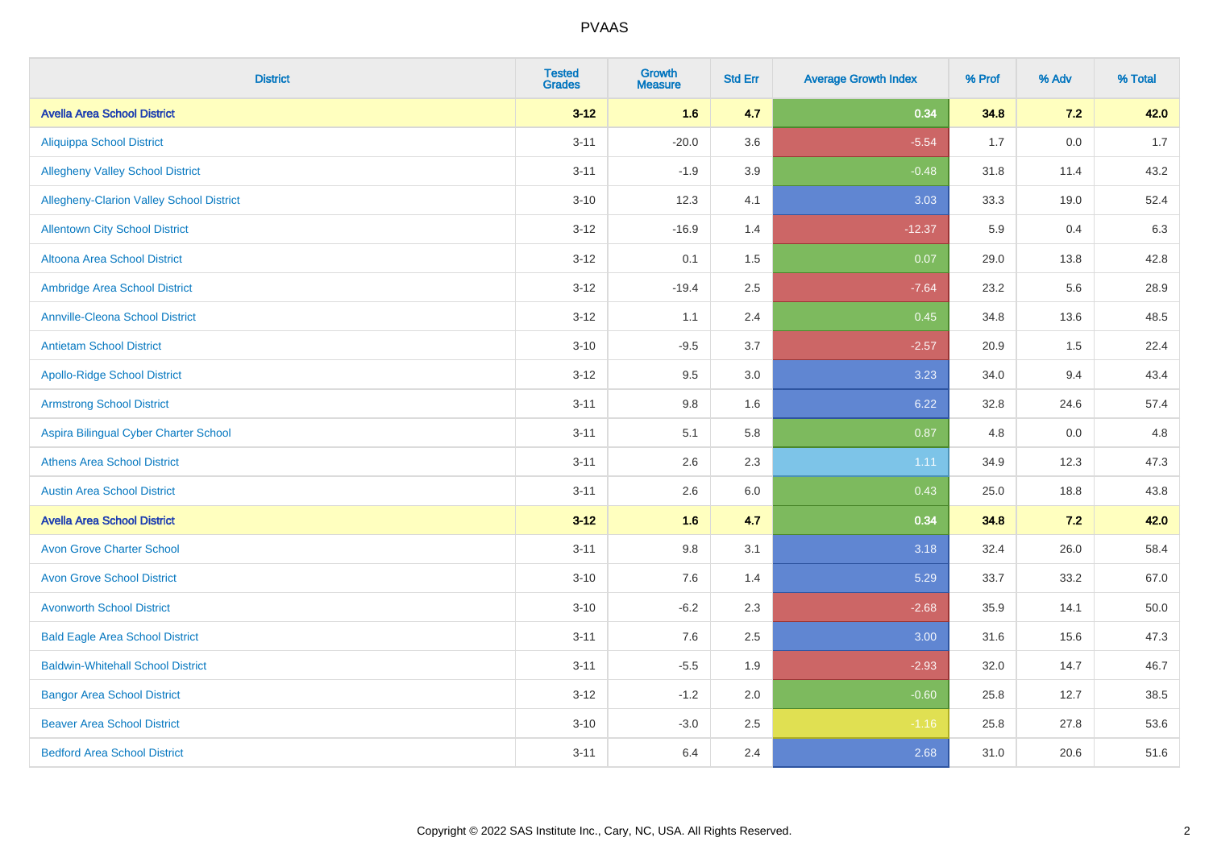# PVAAS

| District | Tested Grades | Growth Measure | Std Err | Average Growth Index | % Prof | % Adv | % Total |
|---|---|---|---|---|---|---|---|
| **Avella Area School District** | **3-12** | **1.6** | **4.7** | **0.34** | **34.8** | **7.2** | **42.0** |
| Aliquippa School District | 3-11 | -20.0 | 3.6 | -5.54 | 1.7 | 0.0 | 1.7 |
| Allegheny Valley School District | 3-11 | -1.9 | 3.9 | -0.48 | 31.8 | 11.4 | 43.2 |
| Allegheny-Clarion Valley School District | 3-10 | 12.3 | 4.1 | 3.03 | 33.3 | 19.0 | 52.4 |
| Allentown City School District | 3-12 | -16.9 | 1.4 | -12.37 | 5.9 | 0.4 | 6.3 |
| Altoona Area School District | 3-12 | 0.1 | 1.5 | 0.07 | 29.0 | 13.8 | 42.8 |
| Ambridge Area School District | 3-12 | -19.4 | 2.5 | -7.64 | 23.2 | 5.6 | 28.9 |
| Annville-Cleona School District | 3-12 | 1.1 | 2.4 | 0.45 | 34.8 | 13.6 | 48.5 |
| Antietam School District | 3-10 | -9.5 | 3.7 | -2.57 | 20.9 | 1.5 | 22.4 |
| Apollo-Ridge School District | 3-12 | 9.5 | 3.0 | 3.23 | 34.0 | 9.4 | 43.4 |
| Armstrong School District | 3-11 | 9.8 | 1.6 | 6.22 | 32.8 | 24.6 | 57.4 |
| Aspira Bilingual Cyber Charter School | 3-11 | 5.1 | 5.8 | 0.87 | 4.8 | 0.0 | 4.8 |
| Athens Area School District | 3-11 | 2.6 | 2.3 | 1.11 | 34.9 | 12.3 | 47.3 |
| Austin Area School District | 3-11 | 2.6 | 6.0 | 0.43 | 25.0 | 18.8 | 43.8 |
| **Avella Area School District** | **3-12** | **1.6** | **4.7** | **0.34** | **34.8** | **7.2** | **42.0** |
| Avon Grove Charter School | 3-11 | 9.8 | 3.1 | 3.18 | 32.4 | 26.0 | 58.4 |
| Avon Grove School District | 3-10 | 7.6 | 1.4 | 5.29 | 33.7 | 33.2 | 67.0 |
| Avonworth School District | 3-10 | -6.2 | 2.3 | -2.68 | 35.9 | 14.1 | 50.0 |
| Bald Eagle Area School District | 3-11 | 7.6 | 2.5 | 3.00 | 31.6 | 15.6 | 47.3 |
| Baldwin-Whitehall School District | 3-11 | -5.5 | 1.9 | -2.93 | 32.0 | 14.7 | 46.7 |
| Bangor Area School District | 3-12 | -1.2 | 2.0 | -0.60 | 25.8 | 12.7 | 38.5 |
| Beaver Area School District | 3-10 | -3.0 | 2.5 | -1.16 | 25.8 | 27.8 | 53.6 |
| Bedford Area School District | 3-11 | 6.4 | 2.4 | 2.68 | 31.0 | 20.6 | 51.6 |

Copyright © 2022 SAS Institute Inc., Cary, NC, USA. All Rights Reserved.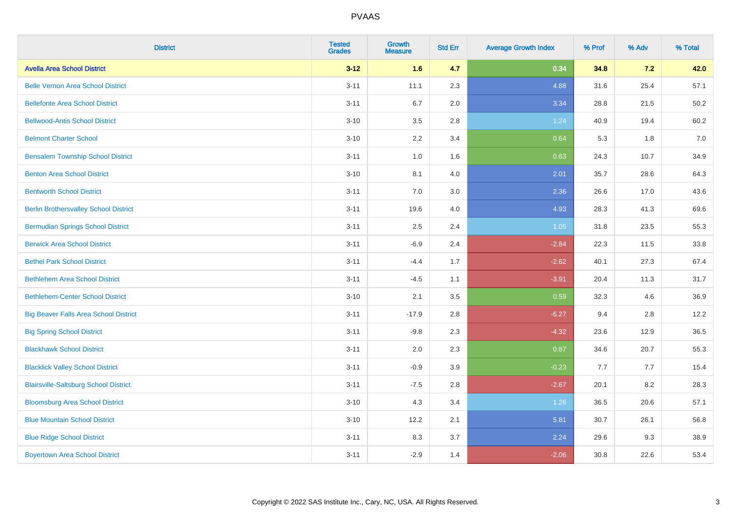| District | Tested Grades | Growth Measure | Std Err | Average Growth Index | % Prof | % Adv | % Total |
|---|---|---|---|---|---|---|---|
| **Avella Area School District** | **3-12** | **1.6** | **4.7** | **0.34** | **34.8** | **7.2** | **42.0** |
| Belle Vernon Area School District | 3-11 | 11.1 | 2.3 | 4.88 | 31.6 | 25.4 | 57.1 |
| Bellefonte Area School District | 3-11 | 6.7 | 2.0 | 3.34 | 28.8 | 21.5 | 50.2 |
| Bellwood-Antis School District | 3-10 | 3.5 | 2.8 | 1.24 | 40.9 | 19.4 | 60.2 |
| Belmont Charter School | 3-10 | 2.2 | 3.4 | 0.64 | 5.3 | 1.8 | 7.0 |
| Bensalem Township School District | 3-11 | 1.0 | 1.6 | 0.63 | 24.3 | 10.7 | 34.9 |
| Benton Area School District | 3-10 | 8.1 | 4.0 | 2.01 | 35.7 | 28.6 | 64.3 |
| Bentworth School District | 3-11 | 7.0 | 3.0 | 2.36 | 26.6 | 17.0 | 43.6 |
| Berlin Brothersvalley School District | 3-11 | 19.6 | 4.0 | 4.93 | 28.3 | 41.3 | 69.6 |
| Bermudian Springs School District | 3-11 | 2.5 | 2.4 | 1.05 | 31.8 | 23.5 | 55.3 |
| Berwick Area School District | 3-11 | -6.9 | 2.4 | -2.84 | 22.3 | 11.5 | 33.8 |
| Bethel Park School District | 3-11 | -4.4 | 1.7 | -2.62 | 40.1 | 27.3 | 67.4 |
| Bethlehem Area School District | 3-11 | -4.5 | 1.1 | -3.91 | 20.4 | 11.3 | 31.7 |
| Bethlehem-Center School District | 3-10 | 2.1 | 3.5 | 0.59 | 32.3 | 4.6 | 36.9 |
| Big Beaver Falls Area School District | 3-11 | -17.9 | 2.8 | -6.27 | 9.4 | 2.8 | 12.2 |
| Big Spring School District | 3-11 | -9.8 | 2.3 | -4.32 | 23.6 | 12.9 | 36.5 |
| Blackhawk School District | 3-11 | 2.0 | 2.3 | 0.87 | 34.6 | 20.7 | 55.3 |
| Blacklick Valley School District | 3-11 | -0.9 | 3.9 | -0.23 | 7.7 | 7.7 | 15.4 |
| Blairsville-Saltsburg School District | 3-11 | -7.5 | 2.8 | -2.67 | 20.1 | 8.2 | 28.3 |
| Bloomsburg Area School District | 3-10 | 4.3 | 3.4 | 1.26 | 36.5 | 20.6 | 57.1 |
| Blue Mountain School District | 3-10 | 12.2 | 2.1 | 5.81 | 30.7 | 26.1 | 56.8 |
| Blue Ridge School District | 3-11 | 8.3 | 3.7 | 2.24 | 29.6 | 9.3 | 38.9 |
| Boyertown Area School District | 3-11 | -2.9 | 1.4 | -2.06 | 30.8 | 22.6 | 53.4 |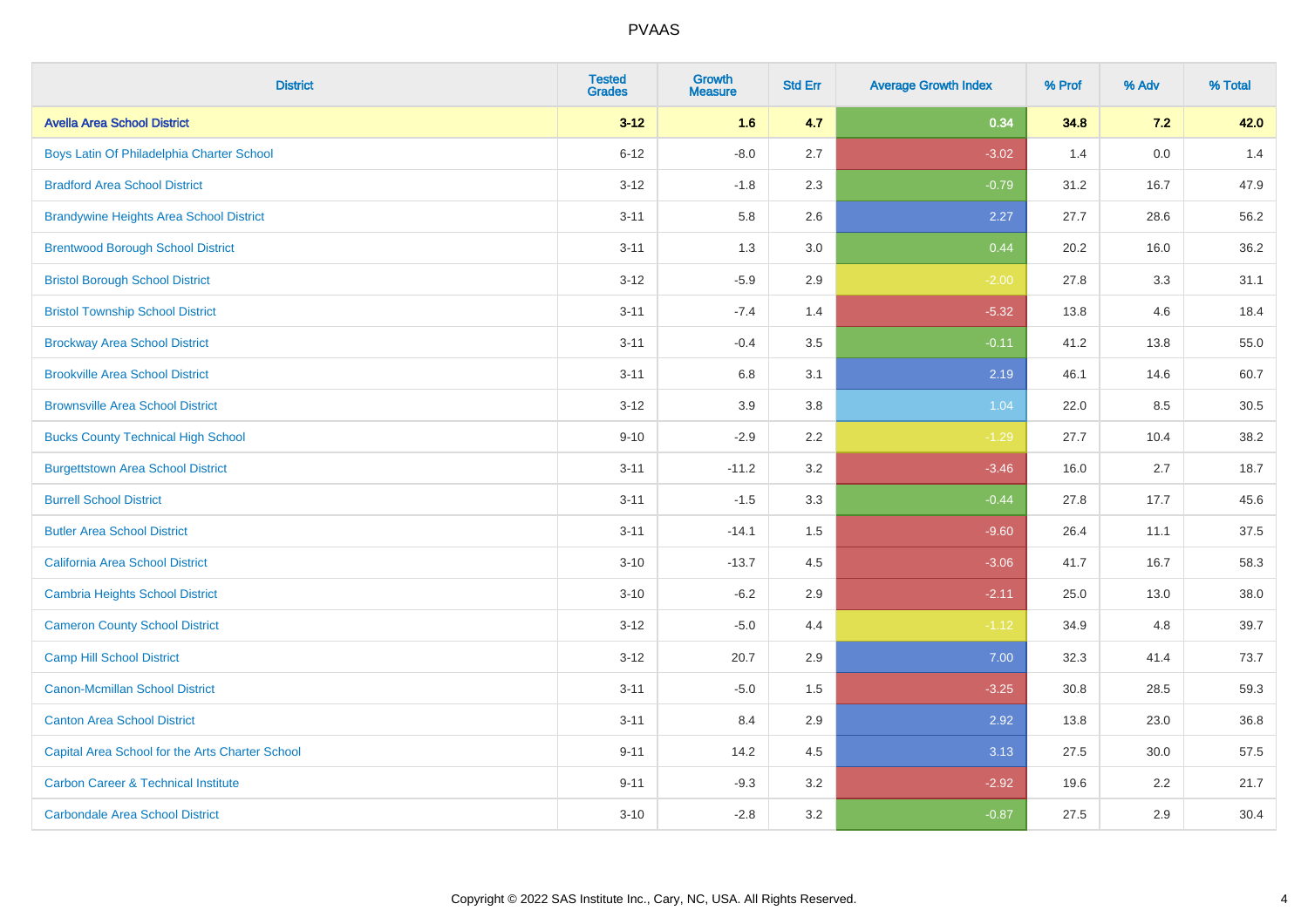# PVAAS

| District | Tested Grades | Growth Measure | Std Err | Average Growth Index | % Prof | % Adv | % Total |
|---|---|---|---|---|---|---|---|
| **Avella Area School District** | **3-12** | **1.6** | **4.7** | **0.34** | **34.8** | **7.2** | **42.0** |
| Boys Latin Of Philadelphia Charter School | 6-12 | -8.0 | 2.7 | -3.02 | 1.4 | 0.0 | 1.4 |
| Bradford Area School District | 3-12 | -1.8 | 2.3 | -0.79 | 31.2 | 16.7 | 47.9 |
| Brandywine Heights Area School District | 3-11 | 5.8 | 2.6 | 2.27 | 27.7 | 28.6 | 56.2 |
| Brentwood Borough School District | 3-11 | 1.3 | 3.0 | 0.44 | 20.2 | 16.0 | 36.2 |
| Bristol Borough School District | 3-12 | -5.9 | 2.9 | -2.00 | 27.8 | 3.3 | 31.1 |
| Bristol Township School District | 3-11 | -7.4 | 1.4 | -5.32 | 13.8 | 4.6 | 18.4 |
| Brockway Area School District | 3-11 | -0.4 | 3.5 | -0.11 | 41.2 | 13.8 | 55.0 |
| Brookville Area School District | 3-11 | 6.8 | 3.1 | 2.19 | 46.1 | 14.6 | 60.7 |
| Brownsville Area School District | 3-12 | 3.9 | 3.8 | 1.04 | 22.0 | 8.5 | 30.5 |
| Bucks County Technical High School | 9-10 | -2.9 | 2.2 | -1.29 | 27.7 | 10.4 | 38.2 |
| Burgettstown Area School District | 3-11 | -11.2 | 3.2 | -3.46 | 16.0 | 2.7 | 18.7 |
| Burrell School District | 3-11 | -1.5 | 3.3 | -0.44 | 27.8 | 17.7 | 45.6 |
| Butler Area School District | 3-11 | -14.1 | 1.5 | -9.60 | 26.4 | 11.1 | 37.5 |
| California Area School District | 3-10 | -13.7 | 4.5 | -3.06 | 41.7 | 16.7 | 58.3 |
| Cambria Heights School District | 3-10 | -6.2 | 2.9 | -2.11 | 25.0 | 13.0 | 38.0 |
| Cameron County School District | 3-12 | -5.0 | 4.4 | -1.12 | 34.9 | 4.8 | 39.7 |
| Camp Hill School District | 3-12 | 20.7 | 2.9 | 7.00 | 32.3 | 41.4 | 73.7 |
| Canon-Mcmillan School District | 3-11 | -5.0 | 1.5 | -3.25 | 30.8 | 28.5 | 59.3 |
| Canton Area School District | 3-11 | 8.4 | 2.9 | 2.92 | 13.8 | 23.0 | 36.8 |
| Capital Area School for the Arts Charter School | 9-11 | 14.2 | 4.5 | 3.13 | 27.5 | 30.0 | 57.5 |
| Carbon Career & Technical Institute | 9-11 | -9.3 | 3.2 | -2.92 | 19.6 | 2.2 | 21.7 |
| Carbondale Area School District | 3-10 | -2.8 | 3.2 | -0.87 | 27.5 | 2.9 | 30.4 |

Copyright © 2022 SAS Institute Inc., Cary, NC, USA. All Rights Reserved.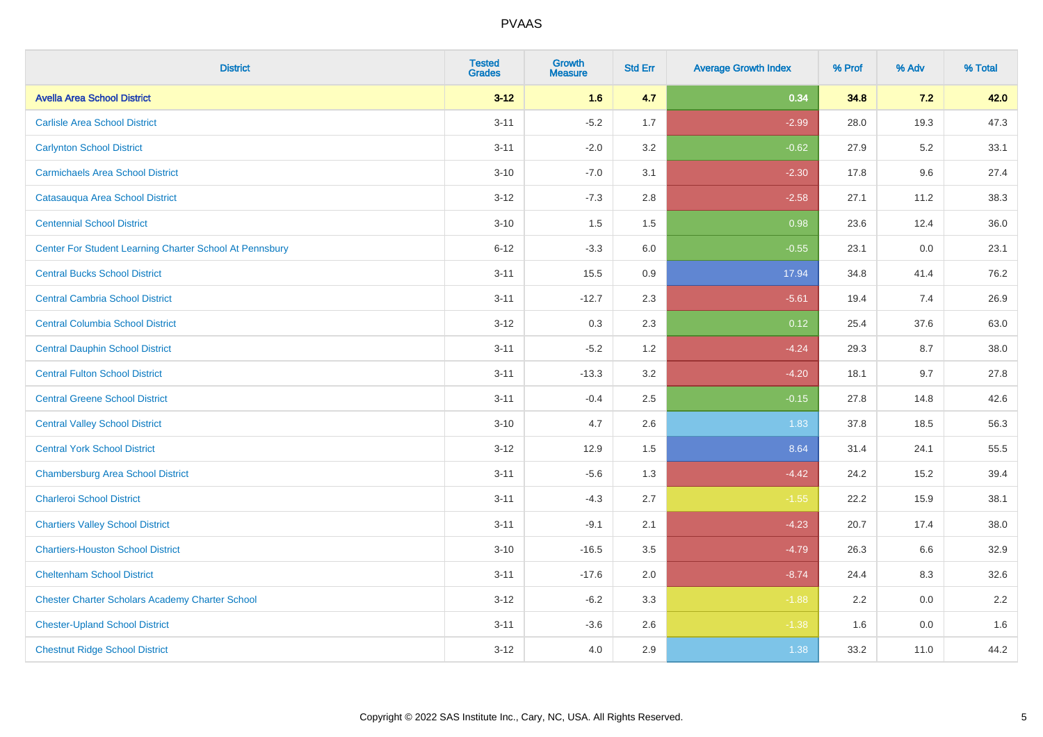| District | Tested Grades | Growth Measure | Std Err | Average Growth Index | % Prof | % Adv | % Total |
|---|---|---|---|---|---|---|---|
| **Avella Area School District** | **3-12** | **1.6** | **4.7** | **0.34** | **34.8** | **7.2** | **42.0** |
| Carlisle Area School District | 3-11 | -5.2 | 1.7 | -2.99 | 28.0 | 19.3 | 47.3 |
| Carlynton School District | 3-11 | -2.0 | 3.2 | -0.62 | 27.9 | 5.2 | 33.1 |
| Carmichaels Area School District | 3-10 | -7.0 | 3.1 | -2.30 | 17.8 | 9.6 | 27.4 |
| Catasauqua Area School District | 3-12 | -7.3 | 2.8 | -2.58 | 27.1 | 11.2 | 38.3 |
| Centennial School District | 3-10 | 1.5 | 1.5 | 0.98 | 23.6 | 12.4 | 36.0 |
| Center For Student Learning Charter School At Pennsbury | 6-12 | -3.3 | 6.0 | -0.55 | 23.1 | 0.0 | 23.1 |
| Central Bucks School District | 3-11 | 15.5 | 0.9 | 17.94 | 34.8 | 41.4 | 76.2 |
| Central Cambria School District | 3-11 | -12.7 | 2.3 | -5.61 | 19.4 | 7.4 | 26.9 |
| Central Columbia School District | 3-12 | 0.3 | 2.3 | 0.12 | 25.4 | 37.6 | 63.0 |
| Central Dauphin School District | 3-11 | -5.2 | 1.2 | -4.24 | 29.3 | 8.7 | 38.0 |
| Central Fulton School District | 3-11 | -13.3 | 3.2 | -4.20 | 18.1 | 9.7 | 27.8 |
| Central Greene School District | 3-11 | -0.4 | 2.5 | -0.15 | 27.8 | 14.8 | 42.6 |
| Central Valley School District | 3-10 | 4.7 | 2.6 | 1.83 | 37.8 | 18.5 | 56.3 |
| Central York School District | 3-12 | 12.9 | 1.5 | 8.64 | 31.4 | 24.1 | 55.5 |
| Chambersburg Area School District | 3-11 | -5.6 | 1.3 | -4.42 | 24.2 | 15.2 | 39.4 |
| Charleroi School District | 3-11 | -4.3 | 2.7 | -1.55 | 22.2 | 15.9 | 38.1 |
| Chartiers Valley School District | 3-11 | -9.1 | 2.1 | -4.23 | 20.7 | 17.4 | 38.0 |
| Chartiers-Houston School District | 3-10 | -16.5 | 3.5 | -4.79 | 26.3 | 6.6 | 32.9 |
| Cheltenham School District | 3-11 | -17.6 | 2.0 | -8.74 | 24.4 | 8.3 | 32.6 |
| Chester Charter Scholars Academy Charter School | 3-12 | -6.2 | 3.3 | -1.88 | 2.2 | 0.0 | 2.2 |
| Chester-Upland School District | 3-11 | -3.6 | 2.6 | -1.38 | 1.6 | 0.0 | 1.6 |
| Chestnut Ridge School District | 3-12 | 4.0 | 2.9 | 1.38 | 33.2 | 11.0 | 44.2 |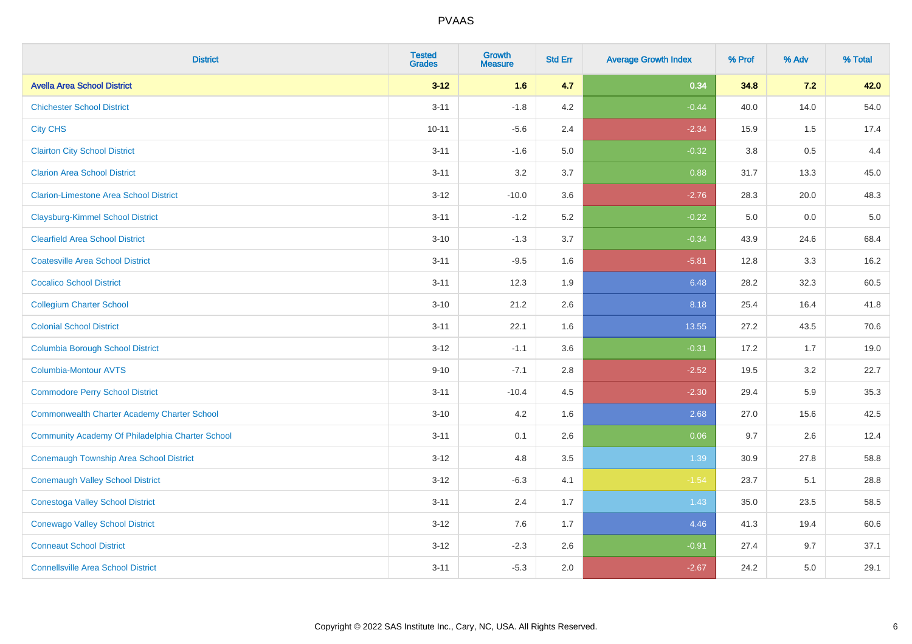# PVAAS

| District | Tested Grades | Growth Measure | Std Err | Average Growth Index | % Prof | % Adv | % Total |
|---|---|---|---|---|---|---|---|
| **Avella Area School District** | **3-12** | **1.6** | **4.7** | **0.34** | **34.8** | **7.2** | **42.0** |
| Chichester School District | 3-11 | -1.8 | 4.2 | -0.44 | 40.0 | 14.0 | 54.0 |
| City CHS | 10-11 | -5.6 | 2.4 | -2.34 | 15.9 | 1.5 | 17.4 |
| Clairton City School District | 3-11 | -1.6 | 5.0 | -0.32 | 3.8 | 0.5 | 4.4 |
| Clarion Area School District | 3-11 | 3.2 | 3.7 | 0.88 | 31.7 | 13.3 | 45.0 |
| Clarion-Limestone Area School District | 3-12 | -10.0 | 3.6 | -2.76 | 28.3 | 20.0 | 48.3 |
| Claysburg-Kimmel School District | 3-11 | -1.2 | 5.2 | -0.22 | 5.0 | 0.0 | 5.0 |
| Clearfield Area School District | 3-10 | -1.3 | 3.7 | -0.34 | 43.9 | 24.6 | 68.4 |
| Coatesville Area School District | 3-11 | -9.5 | 1.6 | -5.81 | 12.8 | 3.3 | 16.2 |
| Cocalico School District | 3-11 | 12.3 | 1.9 | 6.48 | 28.2 | 32.3 | 60.5 |
| Collegium Charter School | 3-10 | 21.2 | 2.6 | 8.18 | 25.4 | 16.4 | 41.8 |
| Colonial School District | 3-11 | 22.1 | 1.6 | 13.55 | 27.2 | 43.5 | 70.6 |
| Columbia Borough School District | 3-12 | -1.1 | 3.6 | -0.31 | 17.2 | 1.7 | 19.0 |
| Columbia-Montour AVTS | 9-10 | -7.1 | 2.8 | -2.52 | 19.5 | 3.2 | 22.7 |
| Commodore Perry School District | 3-11 | -10.4 | 4.5 | -2.30 | 29.4 | 5.9 | 35.3 |
| Commonwealth Charter Academy Charter School | 3-10 | 4.2 | 1.6 | 2.68 | 27.0 | 15.6 | 42.5 |
| Community Academy Of Philadelphia Charter School | 3-11 | 0.1 | 2.6 | 0.06 | 9.7 | 2.6 | 12.4 |
| Conemaugh Township Area School District | 3-12 | 4.8 | 3.5 | 1.39 | 30.9 | 27.8 | 58.8 |
| Conemaugh Valley School District | 3-12 | -6.3 | 4.1 | -1.54 | 23.7 | 5.1 | 28.8 |
| Conestoga Valley School District | 3-11 | 2.4 | 1.7 | 1.43 | 35.0 | 23.5 | 58.5 |
| Conewago Valley School District | 3-12 | 7.6 | 1.7 | 4.46 | 41.3 | 19.4 | 60.6 |
| Conneaut School District | 3-12 | -2.3 | 2.6 | -0.91 | 27.4 | 9.7 | 37.1 |
| Connellsville Area School District | 3-11 | -5.3 | 2.0 | -2.67 | 24.2 | 5.0 | 29.1 |

Copyright © 2022 SAS Institute Inc., Cary, NC, USA. All Rights Reserved.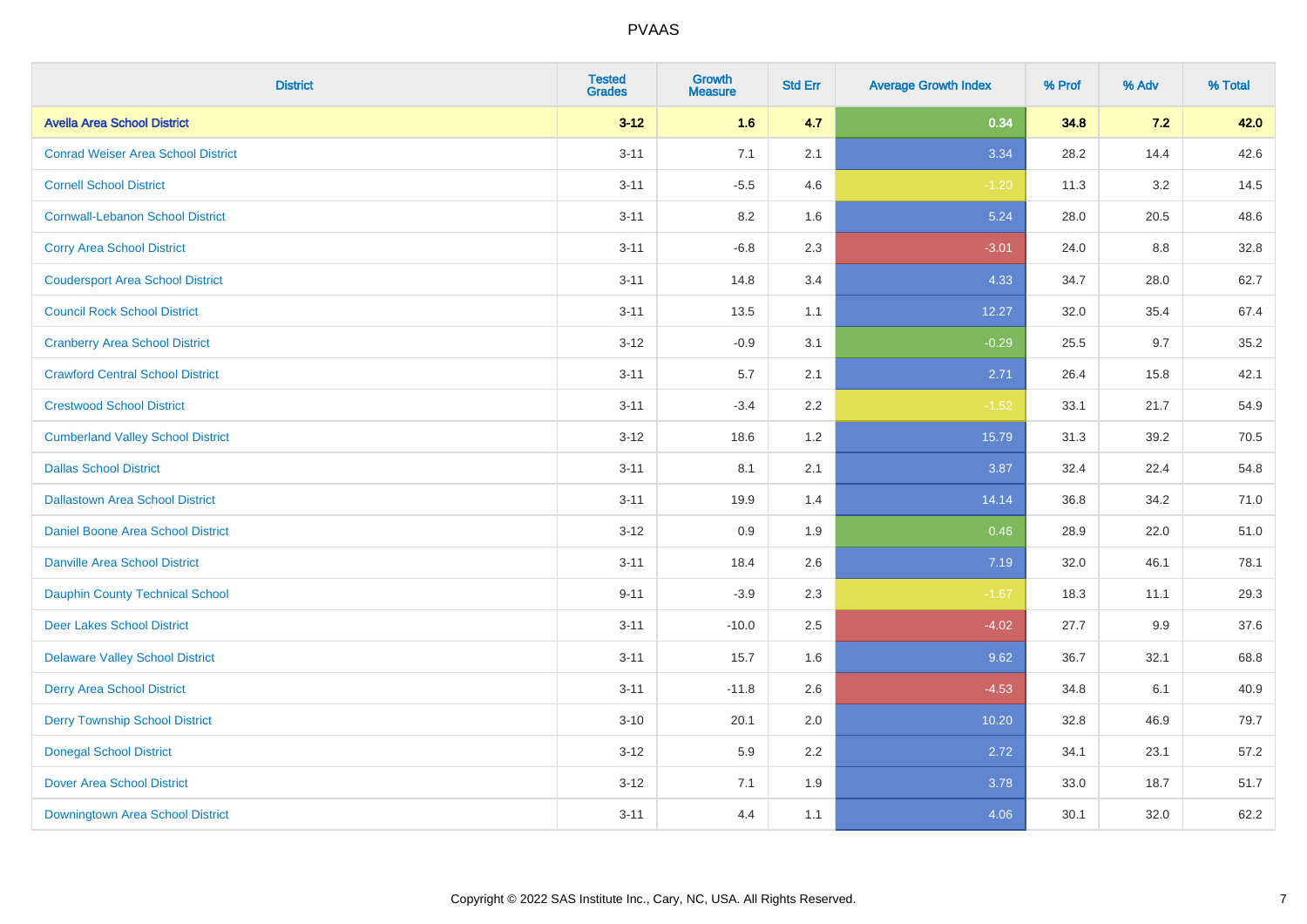# PVAAS

| District | Tested Grades | Growth Measure | Std Err | Average Growth Index | % Prof | % Adv | % Total |
|---|---|---|---|---|---|---|---|
| **Avella Area School District** | **3-12** | **1.6** | **4.7** | **0.34** | **34.8** | **7.2** | **42.0** |
| Conrad Weiser Area School District | 3-11 | 7.1 | 2.1 | 3.34 | 28.2 | 14.4 | 42.6 |
| Cornell School District | 3-11 | -5.5 | 4.6 | -1.20 | 11.3 | 3.2 | 14.5 |
| Cornwall-Lebanon School District | 3-11 | 8.2 | 1.6 | 5.24 | 28.0 | 20.5 | 48.6 |
| Corry Area School District | 3-11 | -6.8 | 2.3 | -3.01 | 24.0 | 8.8 | 32.8 |
| Coudersport Area School District | 3-11 | 14.8 | 3.4 | 4.33 | 34.7 | 28.0 | 62.7 |
| Council Rock School District | 3-11 | 13.5 | 1.1 | 12.27 | 32.0 | 35.4 | 67.4 |
| Cranberry Area School District | 3-12 | -0.9 | 3.1 | -0.29 | 25.5 | 9.7 | 35.2 |
| Crawford Central School District | 3-11 | 5.7 | 2.1 | 2.71 | 26.4 | 15.8 | 42.1 |
| Crestwood School District | 3-11 | -3.4 | 2.2 | -1.52 | 33.1 | 21.7 | 54.9 |
| Cumberland Valley School District | 3-12 | 18.6 | 1.2 | 15.79 | 31.3 | 39.2 | 70.5 |
| Dallas School District | 3-11 | 8.1 | 2.1 | 3.87 | 32.4 | 22.4 | 54.8 |
| Dallastown Area School District | 3-11 | 19.9 | 1.4 | 14.14 | 36.8 | 34.2 | 71.0 |
| Daniel Boone Area School District | 3-12 | 0.9 | 1.9 | 0.46 | 28.9 | 22.0 | 51.0 |
| Danville Area School District | 3-11 | 18.4 | 2.6 | 7.19 | 32.0 | 46.1 | 78.1 |
| Dauphin County Technical School | 9-11 | -3.9 | 2.3 | -1.67 | 18.3 | 11.1 | 29.3 |
| Deer Lakes School District | 3-11 | -10.0 | 2.5 | -4.02 | 27.7 | 9.9 | 37.6 |
| Delaware Valley School District | 3-11 | 15.7 | 1.6 | 9.62 | 36.7 | 32.1 | 68.8 |
| Derry Area School District | 3-11 | -11.8 | 2.6 | -4.53 | 34.8 | 6.1 | 40.9 |
| Derry Township School District | 3-10 | 20.1 | 2.0 | 10.20 | 32.8 | 46.9 | 79.7 |
| Donegal School District | 3-12 | 5.9 | 2.2 | 2.72 | 34.1 | 23.1 | 57.2 |
| Dover Area School District | 3-12 | 7.1 | 1.9 | 3.78 | 33.0 | 18.7 | 51.7 |
| Downingtown Area School District | 3-11 | 4.4 | 1.1 | 4.06 | 30.1 | 32.0 | 62.2 |

Copyright © 2022 SAS Institute Inc., Cary, NC, USA. All Rights Reserved.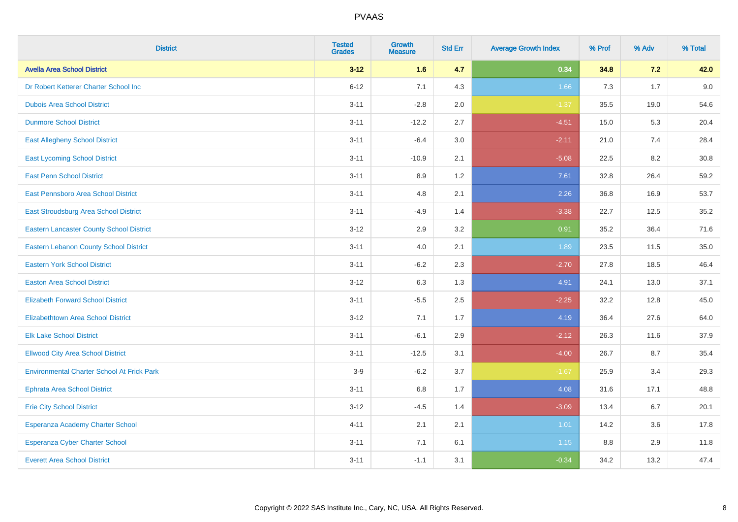| District | Tested Grades | Growth Measure | Std Err | Average Growth Index | % Prof | % Adv | % Total |
|---|---|---|---|---|---|---|---|
| **Avella Area School District** | **3-12** | **1.6** | **4.7** | **0.34** | **34.8** | **7.2** | **42.0** |
| Dr Robert Ketterer Charter School Inc | 6-12 | 7.1 | 4.3 | 1.66 | 7.3 | 1.7 | 9.0 |
| Dubois Area School District | 3-11 | -2.8 | 2.0 | -1.37 | 35.5 | 19.0 | 54.6 |
| Dunmore School District | 3-11 | -12.2 | 2.7 | -4.51 | 15.0 | 5.3 | 20.4 |
| East Allegheny School District | 3-11 | -6.4 | 3.0 | -2.11 | 21.0 | 7.4 | 28.4 |
| East Lycoming School District | 3-11 | -10.9 | 2.1 | -5.08 | 22.5 | 8.2 | 30.8 |
| East Penn School District | 3-11 | 8.9 | 1.2 | 7.61 | 32.8 | 26.4 | 59.2 |
| East Pennsboro Area School District | 3-11 | 4.8 | 2.1 | 2.26 | 36.8 | 16.9 | 53.7 |
| East Stroudsburg Area School District | 3-11 | -4.9 | 1.4 | -3.38 | 22.7 | 12.5 | 35.2 |
| Eastern Lancaster County School District | 3-12 | 2.9 | 3.2 | 0.91 | 35.2 | 36.4 | 71.6 |
| Eastern Lebanon County School District | 3-11 | 4.0 | 2.1 | 1.89 | 23.5 | 11.5 | 35.0 |
| Eastern York School District | 3-11 | -6.2 | 2.3 | -2.70 | 27.8 | 18.5 | 46.4 |
| Easton Area School District | 3-12 | 6.3 | 1.3 | 4.91 | 24.1 | 13.0 | 37.1 |
| Elizabeth Forward School District | 3-11 | -5.5 | 2.5 | -2.25 | 32.2 | 12.8 | 45.0 |
| Elizabethtown Area School District | 3-12 | 7.1 | 1.7 | 4.19 | 36.4 | 27.6 | 64.0 |
| Elk Lake School District | 3-11 | -6.1 | 2.9 | -2.12 | 26.3 | 11.6 | 37.9 |
| Ellwood City Area School District | 3-11 | -12.5 | 3.1 | -4.00 | 26.7 | 8.7 | 35.4 |
| Environmental Charter School At Frick Park | 3-9 | -6.2 | 3.7 | -1.67 | 25.9 | 3.4 | 29.3 |
| Ephrata Area School District | 3-11 | 6.8 | 1.7 | 4.08 | 31.6 | 17.1 | 48.8 |
| Erie City School District | 3-12 | -4.5 | 1.4 | -3.09 | 13.4 | 6.7 | 20.1 |
| Esperanza Academy Charter School | 4-11 | 2.1 | 2.1 | 1.01 | 14.2 | 3.6 | 17.8 |
| Esperanza Cyber Charter School | 3-11 | 7.1 | 6.1 | 1.15 | 8.8 | 2.9 | 11.8 |
| Everett Area School District | 3-11 | -1.1 | 3.1 | -0.34 | 34.2 | 13.2 | 47.4 |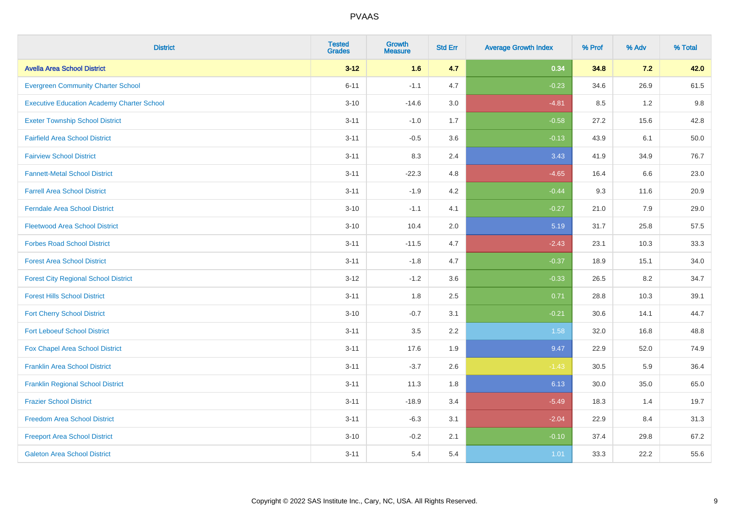| District | Tested Grades | Growth Measure | Std Err | Average Growth Index | % Prof | % Adv | % Total |
|---|---|---|---|---|---|---|---|
| **Avella Area School District** | **3-12** | **1.6** | **4.7** | **0.34** | **34.8** | **7.2** | **42.0** |
| Evergreen Community Charter School | 6-11 | -1.1 | 4.7 | -0.23 | 34.6 | 26.9 | 61.5 |
| Executive Education Academy Charter School | 3-10 | -14.6 | 3.0 | -4.81 | 8.5 | 1.2 | 9.8 |
| Exeter Township School District | 3-11 | -1.0 | 1.7 | -0.58 | 27.2 | 15.6 | 42.8 |
| Fairfield Area School District | 3-11 | -0.5 | 3.6 | -0.13 | 43.9 | 6.1 | 50.0 |
| Fairview School District | 3-11 | 8.3 | 2.4 | 3.43 | 41.9 | 34.9 | 76.7 |
| Fannett-Metal School District | 3-11 | -22.3 | 4.8 | -4.65 | 16.4 | 6.6 | 23.0 |
| Farrell Area School District | 3-11 | -1.9 | 4.2 | -0.44 | 9.3 | 11.6 | 20.9 |
| Ferndale Area School District | 3-10 | -1.1 | 4.1 | -0.27 | 21.0 | 7.9 | 29.0 |
| Fleetwood Area School District | 3-10 | 10.4 | 2.0 | 5.19 | 31.7 | 25.8 | 57.5 |
| Forbes Road School District | 3-11 | -11.5 | 4.7 | -2.43 | 23.1 | 10.3 | 33.3 |
| Forest Area School District | 3-11 | -1.8 | 4.7 | -0.37 | 18.9 | 15.1 | 34.0 |
| Forest City Regional School District | 3-12 | -1.2 | 3.6 | -0.33 | 26.5 | 8.2 | 34.7 |
| Forest Hills School District | 3-11 | 1.8 | 2.5 | 0.71 | 28.8 | 10.3 | 39.1 |
| Fort Cherry School District | 3-10 | -0.7 | 3.1 | -0.21 | 30.6 | 14.1 | 44.7 |
| Fort Leboeuf School District | 3-11 | 3.5 | 2.2 | 1.58 | 32.0 | 16.8 | 48.8 |
| Fox Chapel Area School District | 3-11 | 17.6 | 1.9 | 9.47 | 22.9 | 52.0 | 74.9 |
| Franklin Area School District | 3-11 | -3.7 | 2.6 | -1.43 | 30.5 | 5.9 | 36.4 |
| Franklin Regional School District | 3-11 | 11.3 | 1.8 | 6.13 | 30.0 | 35.0 | 65.0 |
| Frazier School District | 3-11 | -18.9 | 3.4 | -5.49 | 18.3 | 1.4 | 19.7 |
| Freedom Area School District | 3-11 | -6.3 | 3.1 | -2.04 | 22.9 | 8.4 | 31.3 |
| Freeport Area School District | 3-10 | -0.2 | 2.1 | -0.10 | 37.4 | 29.8 | 67.2 |
| Galeton Area School District | 3-11 | 5.4 | 5.4 | 1.01 | 33.3 | 22.2 | 55.6 |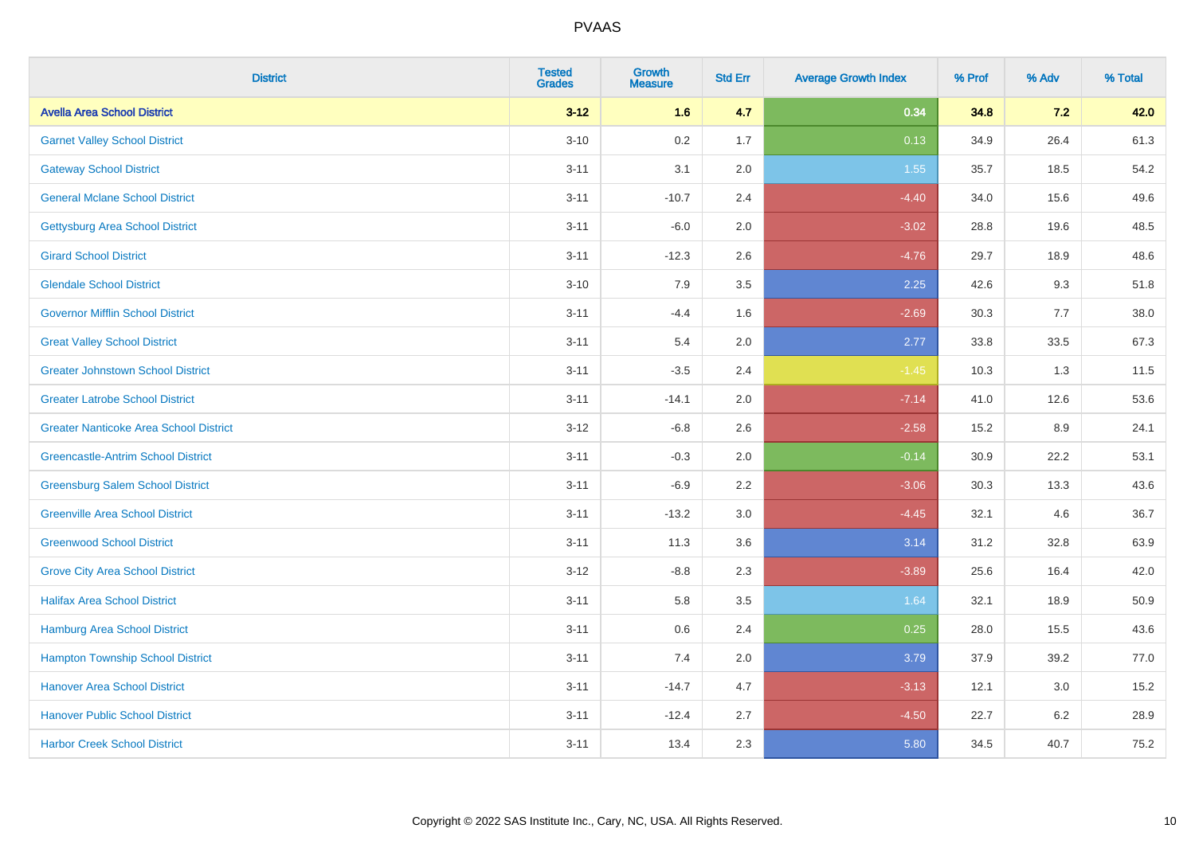| District | Tested Grades | Growth Measure | Std Err | Average Growth Index | % Prof | % Adv | % Total |
|---|---|---|---|---|---|---|---|
| **Avella Area School District** | **3-12** | **1.6** | **4.7** | **0.34** | **34.8** | **7.2** | **42.0** |
| Garnet Valley School District | 3-10 | 0.2 | 1.7 | 0.13 | 34.9 | 26.4 | 61.3 |
| Gateway School District | 3-11 | 3.1 | 2.0 | 1.55 | 35.7 | 18.5 | 54.2 |
| General Mclane School District | 3-11 | -10.7 | 2.4 | -4.40 | 34.0 | 15.6 | 49.6 |
| Gettysburg Area School District | 3-11 | -6.0 | 2.0 | -3.02 | 28.8 | 19.6 | 48.5 |
| Girard School District | 3-11 | -12.3 | 2.6 | -4.76 | 29.7 | 18.9 | 48.6 |
| Glendale School District | 3-10 | 7.9 | 3.5 | 2.25 | 42.6 | 9.3 | 51.8 |
| Governor Mifflin School District | 3-11 | -4.4 | 1.6 | -2.69 | 30.3 | 7.7 | 38.0 |
| Great Valley School District | 3-11 | 5.4 | 2.0 | 2.77 | 33.8 | 33.5 | 67.3 |
| Greater Johnstown School District | 3-11 | -3.5 | 2.4 | -1.45 | 10.3 | 1.3 | 11.5 |
| Greater Latrobe School District | 3-11 | -14.1 | 2.0 | -7.14 | 41.0 | 12.6 | 53.6 |
| Greater Nanticoke Area School District | 3-12 | -6.8 | 2.6 | -2.58 | 15.2 | 8.9 | 24.1 |
| Greencastle-Antrim School District | 3-11 | -0.3 | 2.0 | -0.14 | 30.9 | 22.2 | 53.1 |
| Greensburg Salem School District | 3-11 | -6.9 | 2.2 | -3.06 | 30.3 | 13.3 | 43.6 |
| Greenville Area School District | 3-11 | -13.2 | 3.0 | -4.45 | 32.1 | 4.6 | 36.7 |
| Greenwood School District | 3-11 | 11.3 | 3.6 | 3.14 | 31.2 | 32.8 | 63.9 |
| Grove City Area School District | 3-12 | -8.8 | 2.3 | -3.89 | 25.6 | 16.4 | 42.0 |
| Halifax Area School District | 3-11 | 5.8 | 3.5 | 1.64 | 32.1 | 18.9 | 50.9 |
| Hamburg Area School District | 3-11 | 0.6 | 2.4 | 0.25 | 28.0 | 15.5 | 43.6 |
| Hampton Township School District | 3-11 | 7.4 | 2.0 | 3.79 | 37.9 | 39.2 | 77.0 |
| Hanover Area School District | 3-11 | -14.7 | 4.7 | -3.13 | 12.1 | 3.0 | 15.2 |
| Hanover Public School District | 3-11 | -12.4 | 2.7 | -4.50 | 22.7 | 6.2 | 28.9 |
| Harbor Creek School District | 3-11 | 13.4 | 2.3 | 5.80 | 34.5 | 40.7 | 75.2 |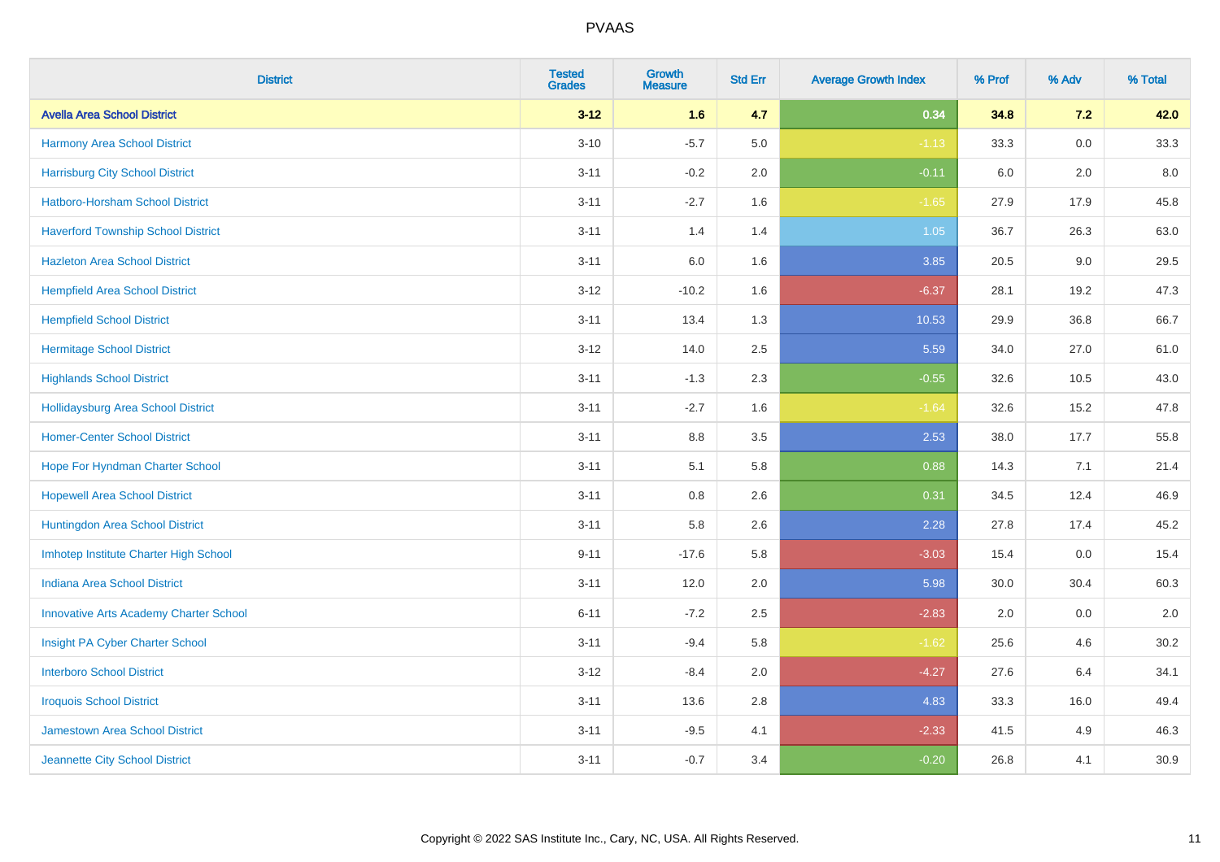# PVAAS

| District | Tested Grades | Growth Measure | Std Err | Average Growth Index | % Prof | % Adv | % Total |
|---|---|---|---|---|---|---|---|
| **Avella Area School District** | **3-12** | **1.6** | **4.7** | **0.34** | **34.8** | **7.2** | **42.0** |
| Harmony Area School District | 3-10 | -5.7 | 5.0 | -1.13 | 33.3 | 0.0 | 33.3 |
| Harrisburg City School District | 3-11 | -0.2 | 2.0 | -0.11 | 6.0 | 2.0 | 8.0 |
| Hatboro-Horsham School District | 3-11 | -2.7 | 1.6 | -1.65 | 27.9 | 17.9 | 45.8 |
| Haverford Township School District | 3-11 | 1.4 | 1.4 | 1.05 | 36.7 | 26.3 | 63.0 |
| Hazleton Area School District | 3-11 | 6.0 | 1.6 | 3.85 | 20.5 | 9.0 | 29.5 |
| Hempfield Area School District | 3-12 | -10.2 | 1.6 | -6.37 | 28.1 | 19.2 | 47.3 |
| Hempfield School District | 3-11 | 13.4 | 1.3 | 10.53 | 29.9 | 36.8 | 66.7 |
| Hermitage School District | 3-12 | 14.0 | 2.5 | 5.59 | 34.0 | 27.0 | 61.0 |
| Highlands School District | 3-11 | -1.3 | 2.3 | -0.55 | 32.6 | 10.5 | 43.0 |
| Hollidaysburg Area School District | 3-11 | -2.7 | 1.6 | -1.64 | 32.6 | 15.2 | 47.8 |
| Homer-Center School District | 3-11 | 8.8 | 3.5 | 2.53 | 38.0 | 17.7 | 55.8 |
| Hope For Hyndman Charter School | 3-11 | 5.1 | 5.8 | 0.88 | 14.3 | 7.1 | 21.4 |
| Hopewell Area School District | 3-11 | 0.8 | 2.6 | 0.31 | 34.5 | 12.4 | 46.9 |
| Huntingdon Area School District | 3-11 | 5.8 | 2.6 | 2.28 | 27.8 | 17.4 | 45.2 |
| Imhotep Institute Charter High School | 9-11 | -17.6 | 5.8 | -3.03 | 15.4 | 0.0 | 15.4 |
| Indiana Area School District | 3-11 | 12.0 | 2.0 | 5.98 | 30.0 | 30.4 | 60.3 |
| Innovative Arts Academy Charter School | 6-11 | -7.2 | 2.5 | -2.83 | 2.0 | 0.0 | 2.0 |
| Insight PA Cyber Charter School | 3-11 | -9.4 | 5.8 | -1.62 | 25.6 | 4.6 | 30.2 |
| Interboro School District | 3-12 | -8.4 | 2.0 | -4.27 | 27.6 | 6.4 | 34.1 |
| Iroquois School District | 3-11 | 13.6 | 2.8 | 4.83 | 33.3 | 16.0 | 49.4 |
| Jamestown Area School District | 3-11 | -9.5 | 4.1 | -2.33 | 41.5 | 4.9 | 46.3 |
| Jeannette City School District | 3-11 | -0.7 | 3.4 | -0.20 | 26.8 | 4.1 | 30.9 |

Copyright © 2022 SAS Institute Inc., Cary, NC, USA. All Rights Reserved.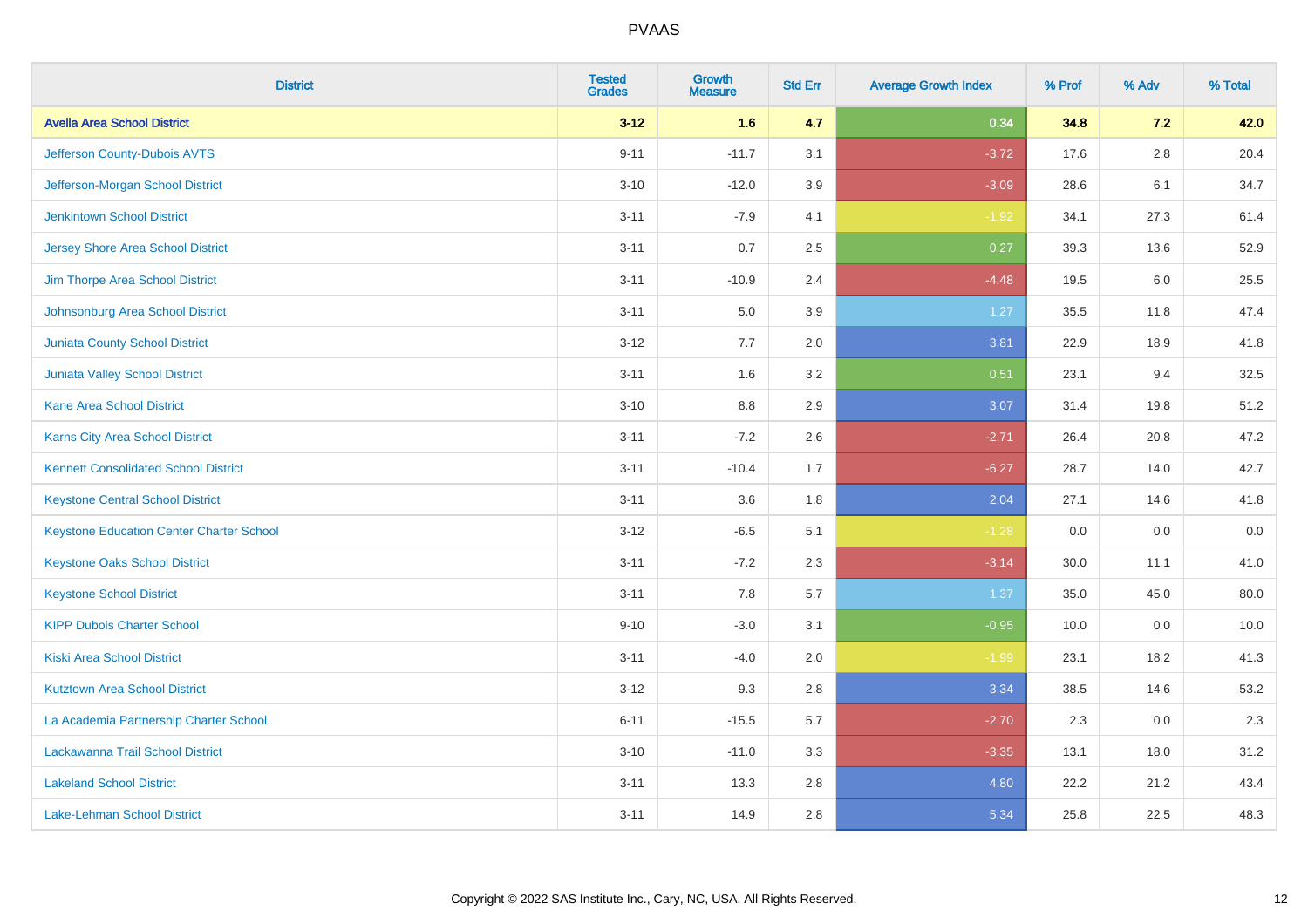# PVAAS

| District | Tested Grades | Growth Measure | Std Err | Average Growth Index | % Prof | % Adv | % Total |
|---|---|---|---|---|---|---|---|
| **Avella Area School District** | **3-12** | **1.6** | **4.7** | **0.34** | **34.8** | **7.2** | **42.0** |
| Jefferson County-Dubois AVTS | 9-11 | -11.7 | 3.1 | -3.72 | 17.6 | 2.8 | 20.4 |
| Jefferson-Morgan School District | 3-10 | -12.0 | 3.9 | -3.09 | 28.6 | 6.1 | 34.7 |
| Jenkintown School District | 3-11 | -7.9 | 4.1 | -1.92 | 34.1 | 27.3 | 61.4 |
| Jersey Shore Area School District | 3-11 | 0.7 | 2.5 | 0.27 | 39.3 | 13.6 | 52.9 |
| Jim Thorpe Area School District | 3-11 | -10.9 | 2.4 | -4.48 | 19.5 | 6.0 | 25.5 |
| Johnsonburg Area School District | 3-11 | 5.0 | 3.9 | 1.27 | 35.5 | 11.8 | 47.4 |
| Juniata County School District | 3-12 | 7.7 | 2.0 | 3.81 | 22.9 | 18.9 | 41.8 |
| Juniata Valley School District | 3-11 | 1.6 | 3.2 | 0.51 | 23.1 | 9.4 | 32.5 |
| Kane Area School District | 3-10 | 8.8 | 2.9 | 3.07 | 31.4 | 19.8 | 51.2 |
| Karns City Area School District | 3-11 | -7.2 | 2.6 | -2.71 | 26.4 | 20.8 | 47.2 |
| Kennett Consolidated School District | 3-11 | -10.4 | 1.7 | -6.27 | 28.7 | 14.0 | 42.7 |
| Keystone Central School District | 3-11 | 3.6 | 1.8 | 2.04 | 27.1 | 14.6 | 41.8 |
| Keystone Education Center Charter School | 3-12 | -6.5 | 5.1 | -1.28 | 0.0 | 0.0 | 0.0 |
| Keystone Oaks School District | 3-11 | -7.2 | 2.3 | -3.14 | 30.0 | 11.1 | 41.0 |
| Keystone School District | 3-11 | 7.8 | 5.7 | 1.37 | 35.0 | 45.0 | 80.0 |
| KIPP Dubois Charter School | 9-10 | -3.0 | 3.1 | -0.95 | 10.0 | 0.0 | 10.0 |
| Kiski Area School District | 3-11 | -4.0 | 2.0 | -1.99 | 23.1 | 18.2 | 41.3 |
| Kutztown Area School District | 3-12 | 9.3 | 2.8 | 3.34 | 38.5 | 14.6 | 53.2 |
| La Academia Partnership Charter School | 6-11 | -15.5 | 5.7 | -2.70 | 2.3 | 0.0 | 2.3 |
| Lackawanna Trail School District | 3-10 | -11.0 | 3.3 | -3.35 | 13.1 | 18.0 | 31.2 |
| Lakeland School District | 3-11 | 13.3 | 2.8 | 4.80 | 22.2 | 21.2 | 43.4 |
| Lake-Lehman School District | 3-11 | 14.9 | 2.8 | 5.34 | 25.8 | 22.5 | 48.3 |

Copyright © 2022 SAS Institute Inc., Cary, NC, USA. All Rights Reserved.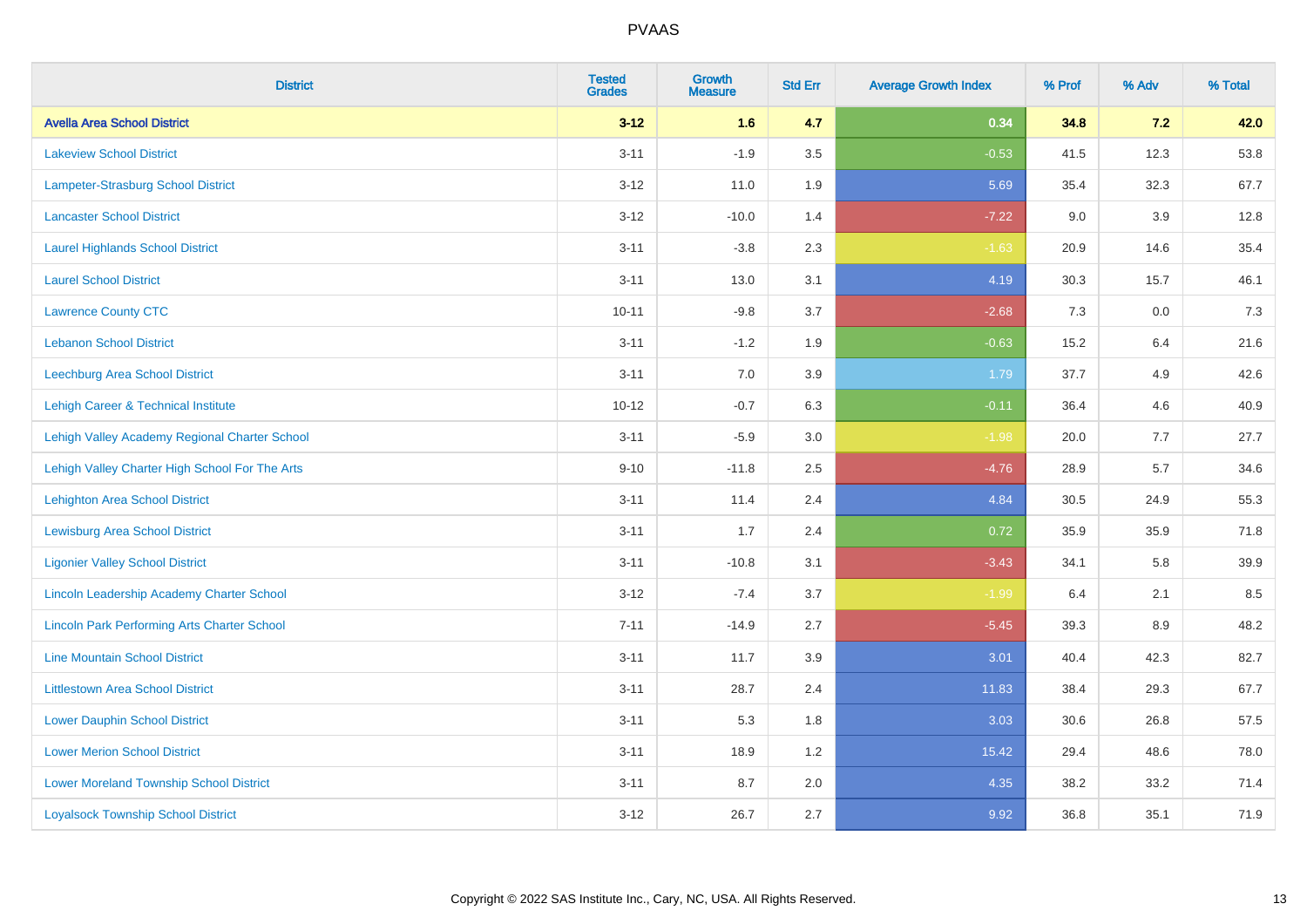# PVAAS

| District | Tested Grades | Growth Measure | Std Err | Average Growth Index | % Prof | % Adv | % Total |
|---|---|---|---|---|---|---|---|
| **Avella Area School District** | **3-12** | **1.6** | **4.7** | **0.34** | **34.8** | **7.2** | **42.0** |
| Lakeview School District | 3-11 | -1.9 | 3.5 | -0.53 | 41.5 | 12.3 | 53.8 |
| Lampeter-Strasburg School District | 3-12 | 11.0 | 1.9 | 5.69 | 35.4 | 32.3 | 67.7 |
| Lancaster School District | 3-12 | -10.0 | 1.4 | -7.22 | 9.0 | 3.9 | 12.8 |
| Laurel Highlands School District | 3-11 | -3.8 | 2.3 | -1.63 | 20.9 | 14.6 | 35.4 |
| Laurel School District | 3-11 | 13.0 | 3.1 | 4.19 | 30.3 | 15.7 | 46.1 |
| Lawrence County CTC | 10-11 | -9.8 | 3.7 | -2.68 | 7.3 | 0.0 | 7.3 |
| Lebanon School District | 3-11 | -1.2 | 1.9 | -0.63 | 15.2 | 6.4 | 21.6 |
| Leechburg Area School District | 3-11 | 7.0 | 3.9 | 1.79 | 37.7 | 4.9 | 42.6 |
| Lehigh Career & Technical Institute | 10-12 | -0.7 | 6.3 | -0.11 | 36.4 | 4.6 | 40.9 |
| Lehigh Valley Academy Regional Charter School | 3-11 | -5.9 | 3.0 | -1.98 | 20.0 | 7.7 | 27.7 |
| Lehigh Valley Charter High School For The Arts | 9-10 | -11.8 | 2.5 | -4.76 | 28.9 | 5.7 | 34.6 |
| Lehighton Area School District | 3-11 | 11.4 | 2.4 | 4.84 | 30.5 | 24.9 | 55.3 |
| Lewisburg Area School District | 3-11 | 1.7 | 2.4 | 0.72 | 35.9 | 35.9 | 71.8 |
| Ligonier Valley School District | 3-11 | -10.8 | 3.1 | -3.43 | 34.1 | 5.8 | 39.9 |
| Lincoln Leadership Academy Charter School | 3-12 | -7.4 | 3.7 | -1.99 | 6.4 | 2.1 | 8.5 |
| Lincoln Park Performing Arts Charter School | 7-11 | -14.9 | 2.7 | -5.45 | 39.3 | 8.9 | 48.2 |
| Line Mountain School District | 3-11 | 11.7 | 3.9 | 3.01 | 40.4 | 42.3 | 82.7 |
| Littlestown Area School District | 3-11 | 28.7 | 2.4 | 11.83 | 38.4 | 29.3 | 67.7 |
| Lower Dauphin School District | 3-11 | 5.3 | 1.8 | 3.03 | 30.6 | 26.8 | 57.5 |
| Lower Merion School District | 3-11 | 18.9 | 1.2 | 15.42 | 29.4 | 48.6 | 78.0 |
| Lower Moreland Township School District | 3-11 | 8.7 | 2.0 | 4.35 | 38.2 | 33.2 | 71.4 |
| Loyalsock Township School District | 3-12 | 26.7 | 2.7 | 9.92 | 36.8 | 35.1 | 71.9 |

Copyright © 2022 SAS Institute Inc., Cary, NC, USA. All Rights Reserved.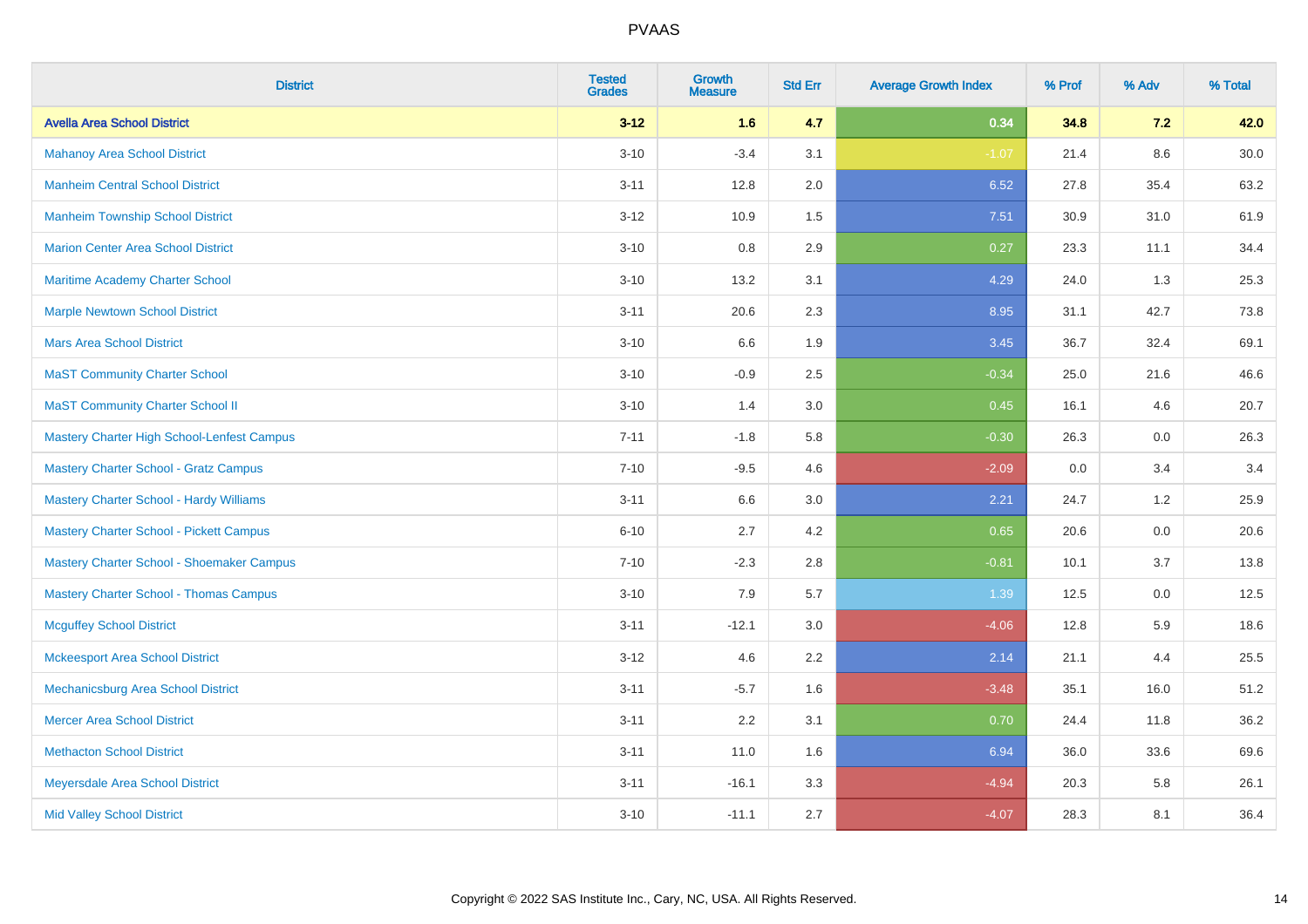# PVAAS

| District | Tested Grades | Growth Measure | Std Err | Average Growth Index | % Prof | % Adv | % Total |
|---|---|---|---|---|---|---|---|
| **Avella Area School District** | **3-12** | **1.6** | **4.7** | **0.34** | **34.8** | **7.2** | **42.0** |
| Mahanoy Area School District | 3-10 | -3.4 | 3.1 | -1.07 | 21.4 | 8.6 | 30.0 |
| Manheim Central School District | 3-11 | 12.8 | 2.0 | 6.52 | 27.8 | 35.4 | 63.2 |
| Manheim Township School District | 3-12 | 10.9 | 1.5 | 7.51 | 30.9 | 31.0 | 61.9 |
| Marion Center Area School District | 3-10 | 0.8 | 2.9 | 0.27 | 23.3 | 11.1 | 34.4 |
| Maritime Academy Charter School | 3-10 | 13.2 | 3.1 | 4.29 | 24.0 | 1.3 | 25.3 |
| Marple Newtown School District | 3-11 | 20.6 | 2.3 | 8.95 | 31.1 | 42.7 | 73.8 |
| Mars Area School District | 3-10 | 6.6 | 1.9 | 3.45 | 36.7 | 32.4 | 69.1 |
| MaST Community Charter School | 3-10 | -0.9 | 2.5 | -0.34 | 25.0 | 21.6 | 46.6 |
| MaST Community Charter School II | 3-10 | 1.4 | 3.0 | 0.45 | 16.1 | 4.6 | 20.7 |
| Mastery Charter High School-Lenfest Campus | 7-11 | -1.8 | 5.8 | -0.30 | 26.3 | 0.0 | 26.3 |
| Mastery Charter School - Gratz Campus | 7-10 | -9.5 | 4.6 | -2.09 | 0.0 | 3.4 | 3.4 |
| Mastery Charter School - Hardy Williams | 3-11 | 6.6 | 3.0 | 2.21 | 24.7 | 1.2 | 25.9 |
| Mastery Charter School - Pickett Campus | 6-10 | 2.7 | 4.2 | 0.65 | 20.6 | 0.0 | 20.6 |
| Mastery Charter School - Shoemaker Campus | 7-10 | -2.3 | 2.8 | -0.81 | 10.1 | 3.7 | 13.8 |
| Mastery Charter School - Thomas Campus | 3-10 | 7.9 | 5.7 | 1.39 | 12.5 | 0.0 | 12.5 |
| Mcguffey School District | 3-11 | -12.1 | 3.0 | -4.06 | 12.8 | 5.9 | 18.6 |
| Mckeesport Area School District | 3-12 | 4.6 | 2.2 | 2.14 | 21.1 | 4.4 | 25.5 |
| Mechanicsburg Area School District | 3-11 | -5.7 | 1.6 | -3.48 | 35.1 | 16.0 | 51.2 |
| Mercer Area School District | 3-11 | 2.2 | 3.1 | 0.70 | 24.4 | 11.8 | 36.2 |
| Methacton School District | 3-11 | 11.0 | 1.6 | 6.94 | 36.0 | 33.6 | 69.6 |
| Meyersdale Area School District | 3-11 | -16.1 | 3.3 | -4.94 | 20.3 | 5.8 | 26.1 |
| Mid Valley School District | 3-10 | -11.1 | 2.7 | -4.07 | 28.3 | 8.1 | 36.4 |

Copyright © 2022 SAS Institute Inc., Cary, NC, USA. All Rights Reserved.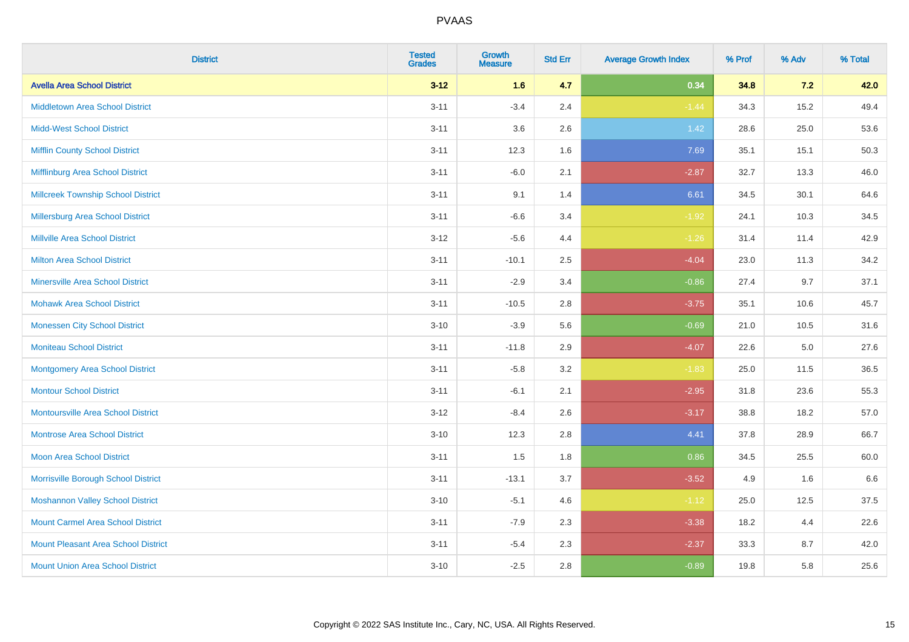| District | Tested Grades | Growth Measure | Std Err | Average Growth Index | % Prof | % Adv | % Total |
|---|---|---|---|---|---|---|---|
| **Avella Area School District** | **3-12** | **1.6** | **4.7** | **0.34** | **34.8** | **7.2** | **42.0** |
| Middletown Area School District | 3-11 | -3.4 | 2.4 | -1.44 | 34.3 | 15.2 | 49.4 |
| Midd-West School District | 3-11 | 3.6 | 2.6 | 1.42 | 28.6 | 25.0 | 53.6 |
| Mifflin County School District | 3-11 | 12.3 | 1.6 | 7.69 | 35.1 | 15.1 | 50.3 |
| Mifflinburg Area School District | 3-11 | -6.0 | 2.1 | -2.87 | 32.7 | 13.3 | 46.0 |
| Millcreek Township School District | 3-11 | 9.1 | 1.4 | 6.61 | 34.5 | 30.1 | 64.6 |
| Millersburg Area School District | 3-11 | -6.6 | 3.4 | -1.92 | 24.1 | 10.3 | 34.5 |
| Millville Area School District | 3-12 | -5.6 | 4.4 | -1.26 | 31.4 | 11.4 | 42.9 |
| Milton Area School District | 3-11 | -10.1 | 2.5 | -4.04 | 23.0 | 11.3 | 34.2 |
| Minersville Area School District | 3-11 | -2.9 | 3.4 | -0.86 | 27.4 | 9.7 | 37.1 |
| Mohawk Area School District | 3-11 | -10.5 | 2.8 | -3.75 | 35.1 | 10.6 | 45.7 |
| Monessen City School District | 3-10 | -3.9 | 5.6 | -0.69 | 21.0 | 10.5 | 31.6 |
| Moniteau School District | 3-11 | -11.8 | 2.9 | -4.07 | 22.6 | 5.0 | 27.6 |
| Montgomery Area School District | 3-11 | -5.8 | 3.2 | -1.83 | 25.0 | 11.5 | 36.5 |
| Montour School District | 3-11 | -6.1 | 2.1 | -2.95 | 31.8 | 23.6 | 55.3 |
| Montoursville Area School District | 3-12 | -8.4 | 2.6 | -3.17 | 38.8 | 18.2 | 57.0 |
| Montrose Area School District | 3-10 | 12.3 | 2.8 | 4.41 | 37.8 | 28.9 | 66.7 |
| Moon Area School District | 3-11 | 1.5 | 1.8 | 0.86 | 34.5 | 25.5 | 60.0 |
| Morrisville Borough School District | 3-11 | -13.1 | 3.7 | -3.52 | 4.9 | 1.6 | 6.6 |
| Moshannon Valley School District | 3-10 | -5.1 | 4.6 | -1.12 | 25.0 | 12.5 | 37.5 |
| Mount Carmel Area School District | 3-11 | -7.9 | 2.3 | -3.38 | 18.2 | 4.4 | 22.6 |
| Mount Pleasant Area School District | 3-11 | -5.4 | 2.3 | -2.37 | 33.3 | 8.7 | 42.0 |
| Mount Union Area School District | 3-10 | -2.5 | 2.8 | -0.89 | 19.8 | 5.8 | 25.6 |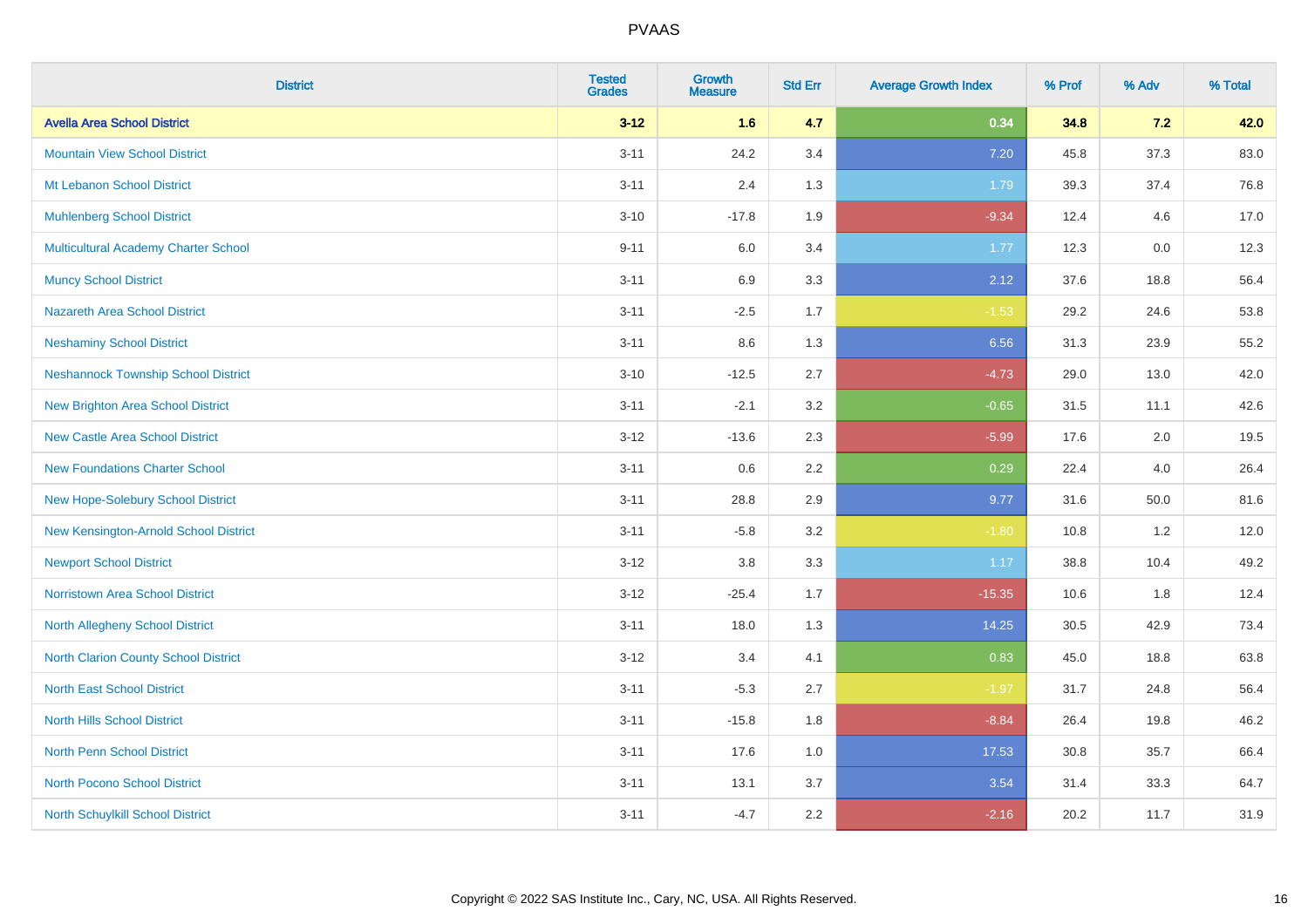# PVAAS

| District | Tested Grades | Growth Measure | Std Err | Average Growth Index | % Prof | % Adv | % Total |
|---|---|---|---|---|---|---|---|
| **Avella Area School District** | **3-12** | **1.6** | **4.7** | **0.34** | **34.8** | **7.2** | **42.0** |
| Mountain View School District | 3-11 | 24.2 | 3.4 | 7.20 | 45.8 | 37.3 | 83.0 |
| Mt Lebanon School District | 3-11 | 2.4 | 1.3 | 1.79 | 39.3 | 37.4 | 76.8 |
| Muhlenberg School District | 3-10 | -17.8 | 1.9 | -9.34 | 12.4 | 4.6 | 17.0 |
| Multicultural Academy Charter School | 9-11 | 6.0 | 3.4 | 1.77 | 12.3 | 0.0 | 12.3 |
| Muncy School District | 3-11 | 6.9 | 3.3 | 2.12 | 37.6 | 18.8 | 56.4 |
| Nazareth Area School District | 3-11 | -2.5 | 1.7 | -1.53 | 29.2 | 24.6 | 53.8 |
| Neshaminy School District | 3-11 | 8.6 | 1.3 | 6.56 | 31.3 | 23.9 | 55.2 |
| Neshannock Township School District | 3-10 | -12.5 | 2.7 | -4.73 | 29.0 | 13.0 | 42.0 |
| New Brighton Area School District | 3-11 | -2.1 | 3.2 | -0.65 | 31.5 | 11.1 | 42.6 |
| New Castle Area School District | 3-12 | -13.6 | 2.3 | -5.99 | 17.6 | 2.0 | 19.5 |
| New Foundations Charter School | 3-11 | 0.6 | 2.2 | 0.29 | 22.4 | 4.0 | 26.4 |
| New Hope-Solebury School District | 3-11 | 28.8 | 2.9 | 9.77 | 31.6 | 50.0 | 81.6 |
| New Kensington-Arnold School District | 3-11 | -5.8 | 3.2 | -1.80 | 10.8 | 1.2 | 12.0 |
| Newport School District | 3-12 | 3.8 | 3.3 | 1.17 | 38.8 | 10.4 | 49.2 |
| Norristown Area School District | 3-12 | -25.4 | 1.7 | -15.35 | 10.6 | 1.8 | 12.4 |
| North Allegheny School District | 3-11 | 18.0 | 1.3 | 14.25 | 30.5 | 42.9 | 73.4 |
| North Clarion County School District | 3-12 | 3.4 | 4.1 | 0.83 | 45.0 | 18.8 | 63.8 |
| North East School District | 3-11 | -5.3 | 2.7 | -1.97 | 31.7 | 24.8 | 56.4 |
| North Hills School District | 3-11 | -15.8 | 1.8 | -8.84 | 26.4 | 19.8 | 46.2 |
| North Penn School District | 3-11 | 17.6 | 1.0 | 17.53 | 30.8 | 35.7 | 66.4 |
| North Pocono School District | 3-11 | 13.1 | 3.7 | 3.54 | 31.4 | 33.3 | 64.7 |
| North Schuylkill School District | 3-11 | -4.7 | 2.2 | -2.16 | 20.2 | 11.7 | 31.9 |

Copyright © 2022 SAS Institute Inc., Cary, NC, USA. All Rights Reserved.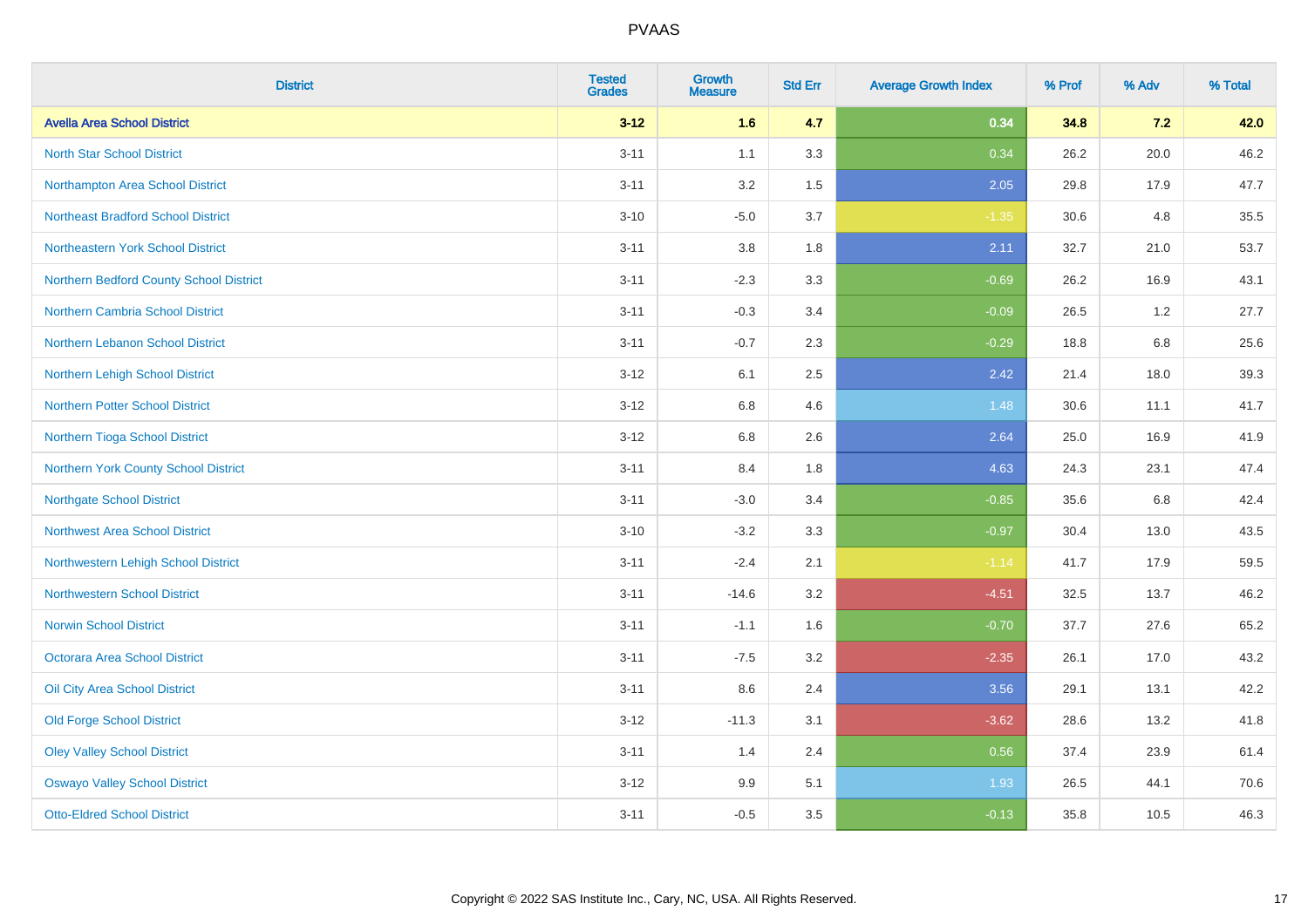# PVAAS

| District | Tested Grades | Growth Measure | Std Err | Average Growth Index | % Prof | % Adv | % Total |
|---|---|---|---|---|---|---|---|
| **Avella Area School District** | **3-12** | **1.6** | **4.7** | **0.34** | **34.8** | **7.2** | **42.0** |
| North Star School District | 3-11 | 1.1 | 3.3 | 0.34 | 26.2 | 20.0 | 46.2 |
| Northampton Area School District | 3-11 | 3.2 | 1.5 | 2.05 | 29.8 | 17.9 | 47.7 |
| Northeast Bradford School District | 3-10 | -5.0 | 3.7 | -1.35 | 30.6 | 4.8 | 35.5 |
| Northeastern York School District | 3-11 | 3.8 | 1.8 | 2.11 | 32.7 | 21.0 | 53.7 |
| Northern Bedford County School District | 3-11 | -2.3 | 3.3 | -0.69 | 26.2 | 16.9 | 43.1 |
| Northern Cambria School District | 3-11 | -0.3 | 3.4 | -0.09 | 26.5 | 1.2 | 27.7 |
| Northern Lebanon School District | 3-11 | -0.7 | 2.3 | -0.29 | 18.8 | 6.8 | 25.6 |
| Northern Lehigh School District | 3-12 | 6.1 | 2.5 | 2.42 | 21.4 | 18.0 | 39.3 |
| Northern Potter School District | 3-12 | 6.8 | 4.6 | 1.48 | 30.6 | 11.1 | 41.7 |
| Northern Tioga School District | 3-12 | 6.8 | 2.6 | 2.64 | 25.0 | 16.9 | 41.9 |
| Northern York County School District | 3-11 | 8.4 | 1.8 | 4.63 | 24.3 | 23.1 | 47.4 |
| Northgate School District | 3-11 | -3.0 | 3.4 | -0.85 | 35.6 | 6.8 | 42.4 |
| Northwest Area School District | 3-10 | -3.2 | 3.3 | -0.97 | 30.4 | 13.0 | 43.5 |
| Northwestern Lehigh School District | 3-11 | -2.4 | 2.1 | -1.14 | 41.7 | 17.9 | 59.5 |
| Northwestern School District | 3-11 | -14.6 | 3.2 | -4.51 | 32.5 | 13.7 | 46.2 |
| Norwin School District | 3-11 | -1.1 | 1.6 | -0.70 | 37.7 | 27.6 | 65.2 |
| Octorara Area School District | 3-11 | -7.5 | 3.2 | -2.35 | 26.1 | 17.0 | 43.2 |
| Oil City Area School District | 3-11 | 8.6 | 2.4 | 3.56 | 29.1 | 13.1 | 42.2 |
| Old Forge School District | 3-12 | -11.3 | 3.1 | -3.62 | 28.6 | 13.2 | 41.8 |
| Oley Valley School District | 3-11 | 1.4 | 2.4 | 0.56 | 37.4 | 23.9 | 61.4 |
| Oswayo Valley School District | 3-12 | 9.9 | 5.1 | 1.93 | 26.5 | 44.1 | 70.6 |
| Otto-Eldred School District | 3-11 | -0.5 | 3.5 | -0.13 | 35.8 | 10.5 | 46.3 |

Copyright © 2022 SAS Institute Inc., Cary, NC, USA. All Rights Reserved.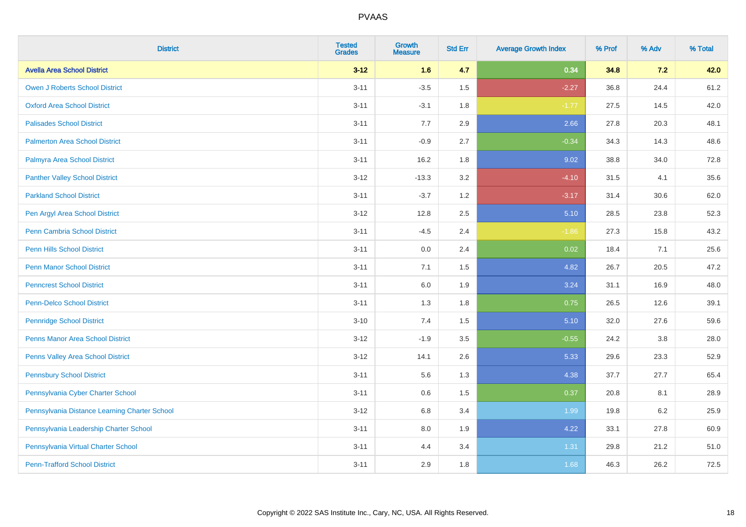# PVAAS

| District | Tested Grades | Growth Measure | Std Err | Average Growth Index | % Prof | % Adv | % Total |
|---|---|---|---|---|---|---|---|
| **Avella Area School District** | **3-12** | **1.6** | **4.7** | **0.34** | **34.8** | **7.2** | **42.0** |
| Owen J Roberts School District | 3-11 | -3.5 | 1.5 | -2.27 | 36.8 | 24.4 | 61.2 |
| Oxford Area School District | 3-11 | -3.1 | 1.8 | -1.77 | 27.5 | 14.5 | 42.0 |
| Palisades School District | 3-11 | 7.7 | 2.9 | 2.66 | 27.8 | 20.3 | 48.1 |
| Palmerton Area School District | 3-11 | -0.9 | 2.7 | -0.34 | 34.3 | 14.3 | 48.6 |
| Palmyra Area School District | 3-11 | 16.2 | 1.8 | 9.02 | 38.8 | 34.0 | 72.8 |
| Panther Valley School District | 3-12 | -13.3 | 3.2 | -4.10 | 31.5 | 4.1 | 35.6 |
| Parkland School District | 3-11 | -3.7 | 1.2 | -3.17 | 31.4 | 30.6 | 62.0 |
| Pen Argyl Area School District | 3-12 | 12.8 | 2.5 | 5.10 | 28.5 | 23.8 | 52.3 |
| Penn Cambria School District | 3-11 | -4.5 | 2.4 | -1.86 | 27.3 | 15.8 | 43.2 |
| Penn Hills School District | 3-11 | 0.0 | 2.4 | 0.02 | 18.4 | 7.1 | 25.6 |
| Penn Manor School District | 3-11 | 7.1 | 1.5 | 4.82 | 26.7 | 20.5 | 47.2 |
| Penncrest School District | 3-11 | 6.0 | 1.9 | 3.24 | 31.1 | 16.9 | 48.0 |
| Penn-Delco School District | 3-11 | 1.3 | 1.8 | 0.75 | 26.5 | 12.6 | 39.1 |
| Pennridge School District | 3-10 | 7.4 | 1.5 | 5.10 | 32.0 | 27.6 | 59.6 |
| Penns Manor Area School District | 3-12 | -1.9 | 3.5 | -0.55 | 24.2 | 3.8 | 28.0 |
| Penns Valley Area School District | 3-12 | 14.1 | 2.6 | 5.33 | 29.6 | 23.3 | 52.9 |
| Pennsbury School District | 3-11 | 5.6 | 1.3 | 4.38 | 37.7 | 27.7 | 65.4 |
| Pennsylvania Cyber Charter School | 3-11 | 0.6 | 1.5 | 0.37 | 20.8 | 8.1 | 28.9 |
| Pennsylvania Distance Learning Charter School | 3-12 | 6.8 | 3.4 | 1.99 | 19.8 | 6.2 | 25.9 |
| Pennsylvania Leadership Charter School | 3-11 | 8.0 | 1.9 | 4.22 | 33.1 | 27.8 | 60.9 |
| Pennsylvania Virtual Charter School | 3-11 | 4.4 | 3.4 | 1.31 | 29.8 | 21.2 | 51.0 |
| Penn-Trafford School District | 3-11 | 2.9 | 1.8 | 1.68 | 46.3 | 26.2 | 72.5 |

Copyright © 2022 SAS Institute Inc., Cary, NC, USA. All Rights Reserved.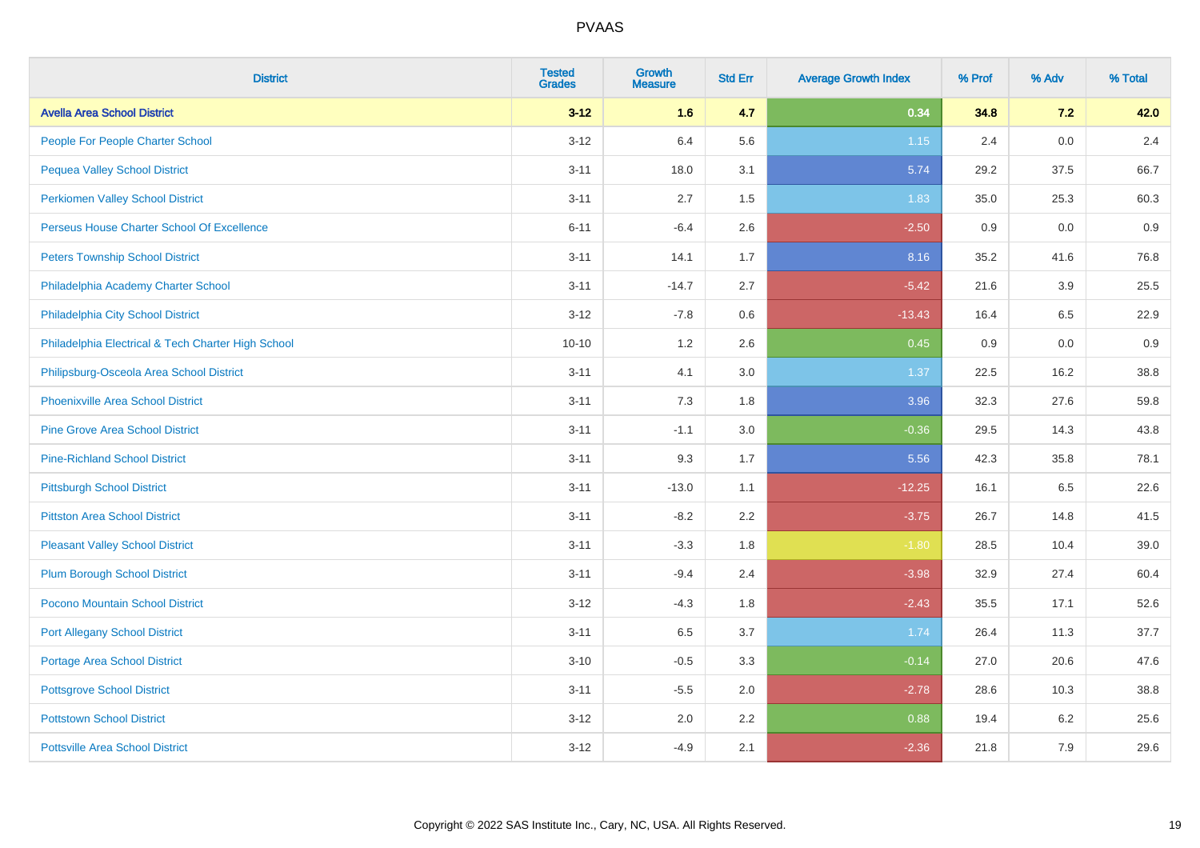# PVAAS

| District | Tested Grades | Growth Measure | Std Err | Average Growth Index | % Prof | % Adv | % Total |
|---|---|---|---|---|---|---|---|
| **Avella Area School District** | **3-12** | **1.6** | **4.7** | **0.34** | **34.8** | **7.2** | **42.0** |
| People For People Charter School | 3-12 | 6.4 | 5.6 | 1.15 | 2.4 | 0.0 | 2.4 |
| Pequea Valley School District | 3-11 | 18.0 | 3.1 | 5.74 | 29.2 | 37.5 | 66.7 |
| Perkiomen Valley School District | 3-11 | 2.7 | 1.5 | 1.83 | 35.0 | 25.3 | 60.3 |
| Perseus House Charter School Of Excellence | 6-11 | -6.4 | 2.6 | -2.50 | 0.9 | 0.0 | 0.9 |
| Peters Township School District | 3-11 | 14.1 | 1.7 | 8.16 | 35.2 | 41.6 | 76.8 |
| Philadelphia Academy Charter School | 3-11 | -14.7 | 2.7 | -5.42 | 21.6 | 3.9 | 25.5 |
| Philadelphia City School District | 3-12 | -7.8 | 0.6 | -13.43 | 16.4 | 6.5 | 22.9 |
| Philadelphia Electrical & Tech Charter High School | 10-10 | 1.2 | 2.6 | 0.45 | 0.9 | 0.0 | 0.9 |
| Philipsburg-Osceola Area School District | 3-11 | 4.1 | 3.0 | 1.37 | 22.5 | 16.2 | 38.8 |
| Phoenixville Area School District | 3-11 | 7.3 | 1.8 | 3.96 | 32.3 | 27.6 | 59.8 |
| Pine Grove Area School District | 3-11 | -1.1 | 3.0 | -0.36 | 29.5 | 14.3 | 43.8 |
| Pine-Richland School District | 3-11 | 9.3 | 1.7 | 5.56 | 42.3 | 35.8 | 78.1 |
| Pittsburgh School District | 3-11 | -13.0 | 1.1 | -12.25 | 16.1 | 6.5 | 22.6 |
| Pittston Area School District | 3-11 | -8.2 | 2.2 | -3.75 | 26.7 | 14.8 | 41.5 |
| Pleasant Valley School District | 3-11 | -3.3 | 1.8 | -1.80 | 28.5 | 10.4 | 39.0 |
| Plum Borough School District | 3-11 | -9.4 | 2.4 | -3.98 | 32.9 | 27.4 | 60.4 |
| Pocono Mountain School District | 3-12 | -4.3 | 1.8 | -2.43 | 35.5 | 17.1 | 52.6 |
| Port Allegany School District | 3-11 | 6.5 | 3.7 | 1.74 | 26.4 | 11.3 | 37.7 |
| Portage Area School District | 3-10 | -0.5 | 3.3 | -0.14 | 27.0 | 20.6 | 47.6 |
| Pottsgrove School District | 3-11 | -5.5 | 2.0 | -2.78 | 28.6 | 10.3 | 38.8 |
| Pottstown School District | 3-12 | 2.0 | 2.2 | 0.88 | 19.4 | 6.2 | 25.6 |
| Pottsville Area School District | 3-12 | -4.9 | 2.1 | -2.36 | 21.8 | 7.9 | 29.6 |

Copyright © 2022 SAS Institute Inc., Cary, NC, USA. All Rights Reserved.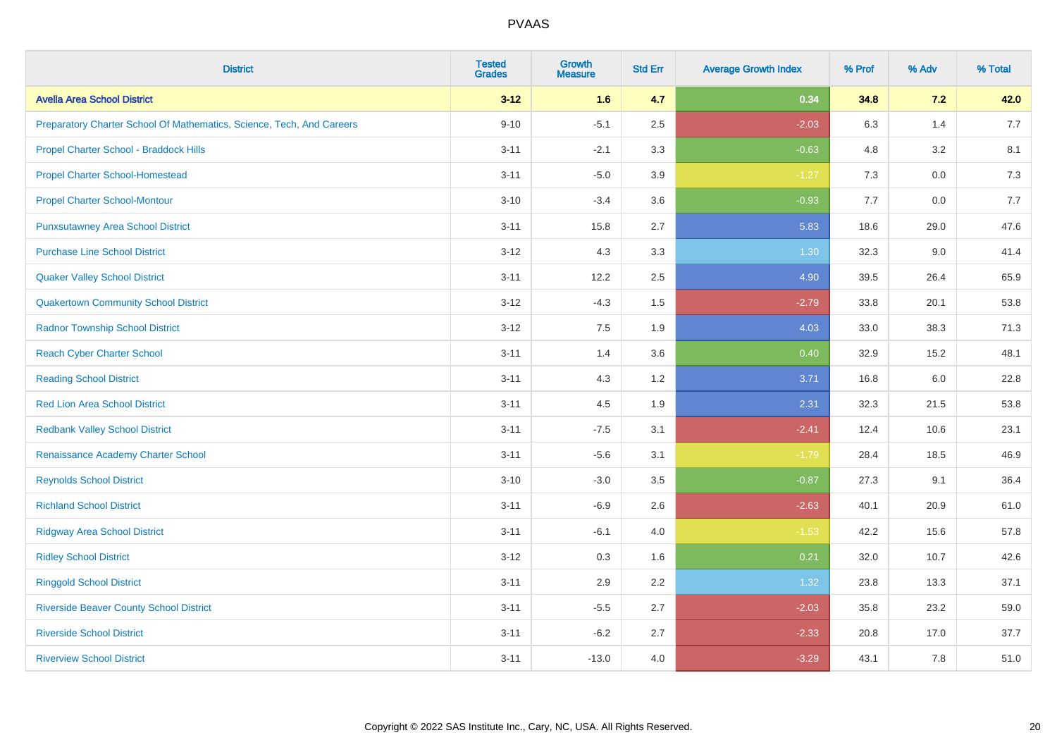| District | Tested Grades | Growth Measure | Std Err | Average Growth Index | % Prof | % Adv | % Total |
|---|---|---|---|---|---|---|---|
| **Avella Area School District** | **3-12** | **1.6** | **4.7** | **0.34** | **34.8** | **7.2** | **42.0** |
| Preparatory Charter School Of Mathematics, Science, Tech, And Careers | 9-10 | -5.1 | 2.5 | -2.03 | 6.3 | 1.4 | 7.7 |
| Propel Charter School - Braddock Hills | 3-11 | -2.1 | 3.3 | -0.63 | 4.8 | 3.2 | 8.1 |
| Propel Charter School-Homestead | 3-11 | -5.0 | 3.9 | -1.27 | 7.3 | 0.0 | 7.3 |
| Propel Charter School-Montour | 3-10 | -3.4 | 3.6 | -0.93 | 7.7 | 0.0 | 7.7 |
| Punxsutawney Area School District | 3-11 | 15.8 | 2.7 | 5.83 | 18.6 | 29.0 | 47.6 |
| Purchase Line School District | 3-12 | 4.3 | 3.3 | 1.30 | 32.3 | 9.0 | 41.4 |
| Quaker Valley School District | 3-11 | 12.2 | 2.5 | 4.90 | 39.5 | 26.4 | 65.9 |
| Quakertown Community School District | 3-12 | -4.3 | 1.5 | -2.79 | 33.8 | 20.1 | 53.8 |
| Radnor Township School District | 3-12 | 7.5 | 1.9 | 4.03 | 33.0 | 38.3 | 71.3 |
| Reach Cyber Charter School | 3-11 | 1.4 | 3.6 | 0.40 | 32.9 | 15.2 | 48.1 |
| Reading School District | 3-11 | 4.3 | 1.2 | 3.71 | 16.8 | 6.0 | 22.8 |
| Red Lion Area School District | 3-11 | 4.5 | 1.9 | 2.31 | 32.3 | 21.5 | 53.8 |
| Redbank Valley School District | 3-11 | -7.5 | 3.1 | -2.41 | 12.4 | 10.6 | 23.1 |
| Renaissance Academy Charter School | 3-11 | -5.6 | 3.1 | -1.79 | 28.4 | 18.5 | 46.9 |
| Reynolds School District | 3-10 | -3.0 | 3.5 | -0.87 | 27.3 | 9.1 | 36.4 |
| Richland School District | 3-11 | -6.9 | 2.6 | -2.63 | 40.1 | 20.9 | 61.0 |
| Ridgway Area School District | 3-11 | -6.1 | 4.0 | -1.53 | 42.2 | 15.6 | 57.8 |
| Ridley School District | 3-12 | 0.3 | 1.6 | 0.21 | 32.0 | 10.7 | 42.6 |
| Ringgold School District | 3-11 | 2.9 | 2.2 | 1.32 | 23.8 | 13.3 | 37.1 |
| Riverside Beaver County School District | 3-11 | -5.5 | 2.7 | -2.03 | 35.8 | 23.2 | 59.0 |
| Riverside School District | 3-11 | -6.2 | 2.7 | -2.33 | 20.8 | 17.0 | 37.7 |
| Riverview School District | 3-11 | -13.0 | 4.0 | -3.29 | 43.1 | 7.8 | 51.0 |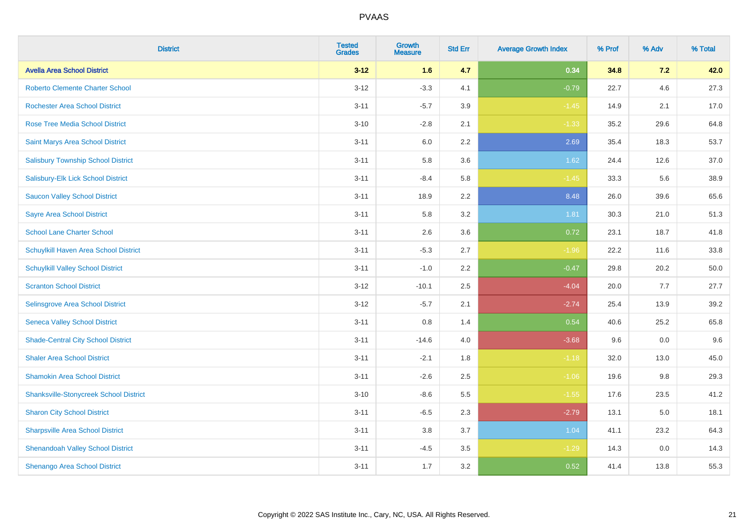PVAAS

| District | Tested Grades | Growth Measure | Std Err | Average Growth Index | % Prof | % Adv | % Total |
|---|---|---|---|---|---|---|---|
| **Avella Area School District** | **3-12** | **1.6** | **4.7** | **0.34** | **34.8** | **7.2** | **42.0** |
| Roberto Clemente Charter School | 3-12 | -3.3 | 4.1 | -0.79 | 22.7 | 4.6 | 27.3 |
| Rochester Area School District | 3-11 | -5.7 | 3.9 | -1.45 | 14.9 | 2.1 | 17.0 |
| Rose Tree Media School District | 3-10 | -2.8 | 2.1 | -1.33 | 35.2 | 29.6 | 64.8 |
| Saint Marys Area School District | 3-11 | 6.0 | 2.2 | 2.69 | 35.4 | 18.3 | 53.7 |
| Salisbury Township School District | 3-11 | 5.8 | 3.6 | 1.62 | 24.4 | 12.6 | 37.0 |
| Salisbury-Elk Lick School District | 3-11 | -8.4 | 5.8 | -1.45 | 33.3 | 5.6 | 38.9 |
| Saucon Valley School District | 3-11 | 18.9 | 2.2 | 8.48 | 26.0 | 39.6 | 65.6 |
| Sayre Area School District | 3-11 | 5.8 | 3.2 | 1.81 | 30.3 | 21.0 | 51.3 |
| School Lane Charter School | 3-11 | 2.6 | 3.6 | 0.72 | 23.1 | 18.7 | 41.8 |
| Schuylkill Haven Area School District | 3-11 | -5.3 | 2.7 | -1.96 | 22.2 | 11.6 | 33.8 |
| Schuylkill Valley School District | 3-11 | -1.0 | 2.2 | -0.47 | 29.8 | 20.2 | 50.0 |
| Scranton School District | 3-12 | -10.1 | 2.5 | -4.04 | 20.0 | 7.7 | 27.7 |
| Selinsgrove Area School District | 3-12 | -5.7 | 2.1 | -2.74 | 25.4 | 13.9 | 39.2 |
| Seneca Valley School District | 3-11 | 0.8 | 1.4 | 0.54 | 40.6 | 25.2 | 65.8 |
| Shade-Central City School District | 3-11 | -14.6 | 4.0 | -3.68 | 9.6 | 0.0 | 9.6 |
| Shaler Area School District | 3-11 | -2.1 | 1.8 | -1.18 | 32.0 | 13.0 | 45.0 |
| Shamokin Area School District | 3-11 | -2.6 | 2.5 | -1.06 | 19.6 | 9.8 | 29.3 |
| Shanksville-Stonycreek School District | 3-10 | -8.6 | 5.5 | -1.55 | 17.6 | 23.5 | 41.2 |
| Sharon City School District | 3-11 | -6.5 | 2.3 | -2.79 | 13.1 | 5.0 | 18.1 |
| Sharpsville Area School District | 3-11 | 3.8 | 3.7 | 1.04 | 41.1 | 23.2 | 64.3 |
| Shenandoah Valley School District | 3-11 | -4.5 | 3.5 | -1.29 | 14.3 | 0.0 | 14.3 |
| Shenango Area School District | 3-11 | 1.7 | 3.2 | 0.52 | 41.4 | 13.8 | 55.3 |

Copyright © 2022 SAS Institute Inc., Cary, NC, USA. All Rights Reserved.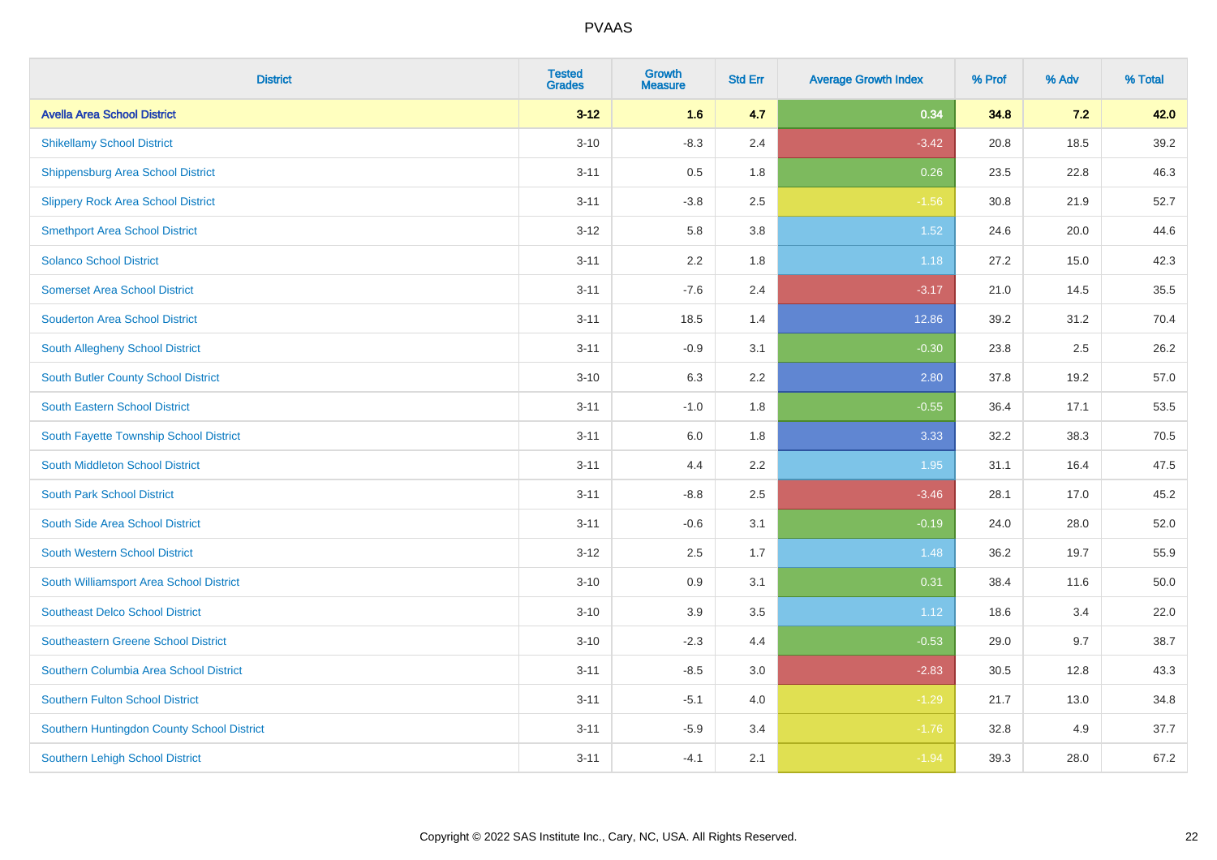# PVAAS

| District | Tested Grades | Growth Measure | Std Err | Average Growth Index | % Prof | % Adv | % Total |
|---|---|---|---|---|---|---|---|
| **Avella Area School District** | **3-12** | **1.6** | **4.7** | **0.34** | **34.8** | **7.2** | **42.0** |
| Shikellamy School District | 3-10 | -8.3 | 2.4 | -3.42 | 20.8 | 18.5 | 39.2 |
| Shippensburg Area School District | 3-11 | 0.5 | 1.8 | 0.26 | 23.5 | 22.8 | 46.3 |
| Slippery Rock Area School District | 3-11 | -3.8 | 2.5 | -1.56 | 30.8 | 21.9 | 52.7 |
| Smethport Area School District | 3-12 | 5.8 | 3.8 | 1.52 | 24.6 | 20.0 | 44.6 |
| Solanco School District | 3-11 | 2.2 | 1.8 | 1.18 | 27.2 | 15.0 | 42.3 |
| Somerset Area School District | 3-11 | -7.6 | 2.4 | -3.17 | 21.0 | 14.5 | 35.5 |
| Souderton Area School District | 3-11 | 18.5 | 1.4 | 12.86 | 39.2 | 31.2 | 70.4 |
| South Allegheny School District | 3-11 | -0.9 | 3.1 | -0.30 | 23.8 | 2.5 | 26.2 |
| South Butler County School District | 3-10 | 6.3 | 2.2 | 2.80 | 37.8 | 19.2 | 57.0 |
| South Eastern School District | 3-11 | -1.0 | 1.8 | -0.55 | 36.4 | 17.1 | 53.5 |
| South Fayette Township School District | 3-11 | 6.0 | 1.8 | 3.33 | 32.2 | 38.3 | 70.5 |
| South Middleton School District | 3-11 | 4.4 | 2.2 | 1.95 | 31.1 | 16.4 | 47.5 |
| South Park School District | 3-11 | -8.8 | 2.5 | -3.46 | 28.1 | 17.0 | 45.2 |
| South Side Area School District | 3-11 | -0.6 | 3.1 | -0.19 | 24.0 | 28.0 | 52.0 |
| South Western School District | 3-12 | 2.5 | 1.7 | 1.48 | 36.2 | 19.7 | 55.9 |
| South Williamsport Area School District | 3-10 | 0.9 | 3.1 | 0.31 | 38.4 | 11.6 | 50.0 |
| Southeast Delco School District | 3-10 | 3.9 | 3.5 | 1.12 | 18.6 | 3.4 | 22.0 |
| Southeastern Greene School District | 3-10 | -2.3 | 4.4 | -0.53 | 29.0 | 9.7 | 38.7 |
| Southern Columbia Area School District | 3-11 | -8.5 | 3.0 | -2.83 | 30.5 | 12.8 | 43.3 |
| Southern Fulton School District | 3-11 | -5.1 | 4.0 | -1.29 | 21.7 | 13.0 | 34.8 |
| Southern Huntingdon County School District | 3-11 | -5.9 | 3.4 | -1.76 | 32.8 | 4.9 | 37.7 |
| Southern Lehigh School District | 3-11 | -4.1 | 2.1 | -1.94 | 39.3 | 28.0 | 67.2 |

Copyright © 2022 SAS Institute Inc., Cary, NC, USA. All Rights Reserved.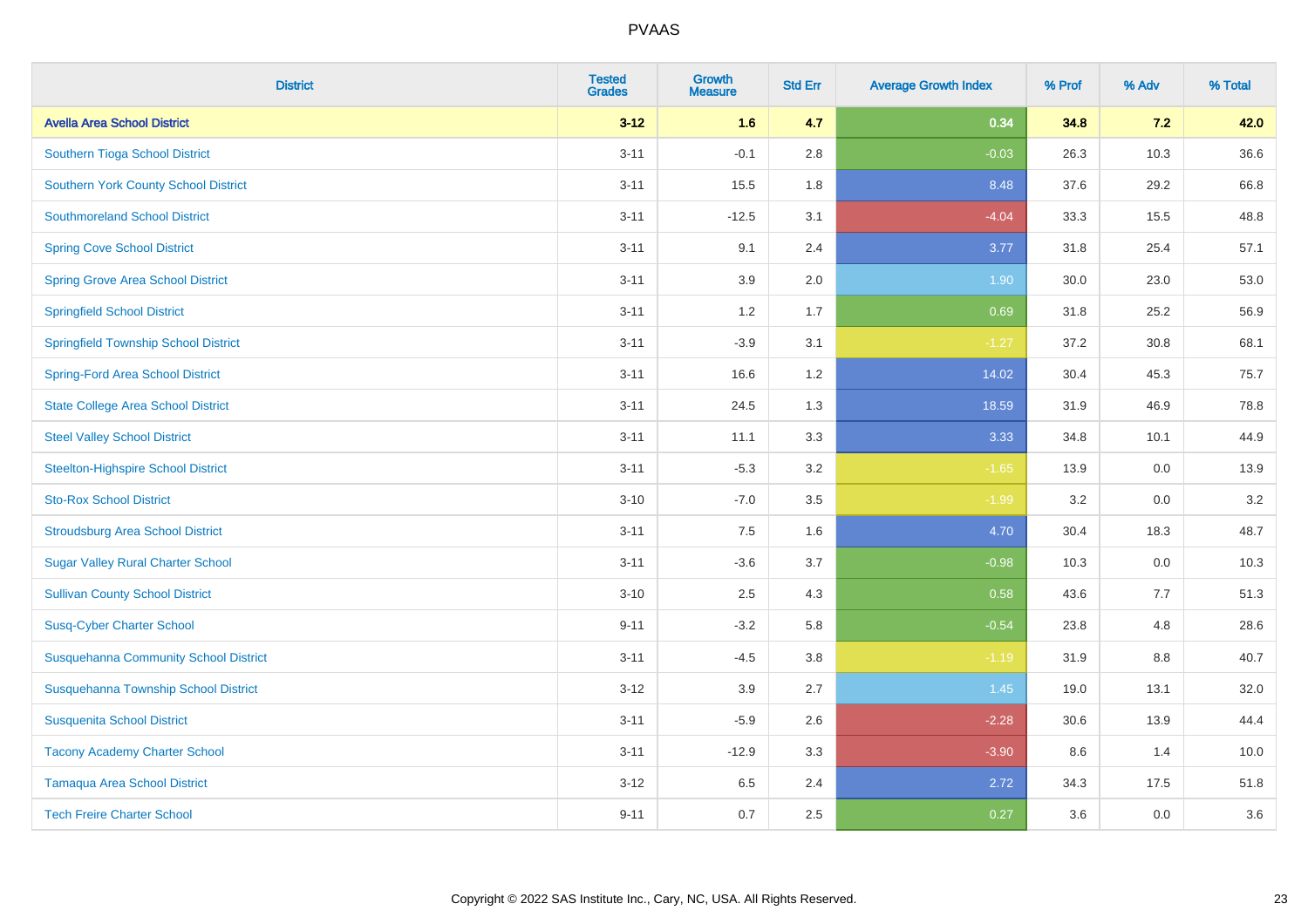| District | Tested Grades | Growth Measure | Std Err | Average Growth Index | % Prof | % Adv | % Total |
|---|---|---|---|---|---|---|---|
| **Avella Area School District** | **3-12** | **1.6** | **4.7** | **0.34** | **34.8** | **7.2** | **42.0** |
| Southern Tioga School District | 3-11 | -0.1 | 2.8 | -0.03 | 26.3 | 10.3 | 36.6 |
| Southern York County School District | 3-11 | 15.5 | 1.8 | 8.48 | 37.6 | 29.2 | 66.8 |
| Southmoreland School District | 3-11 | -12.5 | 3.1 | -4.04 | 33.3 | 15.5 | 48.8 |
| Spring Cove School District | 3-11 | 9.1 | 2.4 | 3.77 | 31.8 | 25.4 | 57.1 |
| Spring Grove Area School District | 3-11 | 3.9 | 2.0 | 1.90 | 30.0 | 23.0 | 53.0 |
| Springfield School District | 3-11 | 1.2 | 1.7 | 0.69 | 31.8 | 25.2 | 56.9 |
| Springfield Township School District | 3-11 | -3.9 | 3.1 | -1.27 | 37.2 | 30.8 | 68.1 |
| Spring-Ford Area School District | 3-11 | 16.6 | 1.2 | 14.02 | 30.4 | 45.3 | 75.7 |
| State College Area School District | 3-11 | 24.5 | 1.3 | 18.59 | 31.9 | 46.9 | 78.8 |
| Steel Valley School District | 3-11 | 11.1 | 3.3 | 3.33 | 34.8 | 10.1 | 44.9 |
| Steelton-Highspire School District | 3-11 | -5.3 | 3.2 | -1.65 | 13.9 | 0.0 | 13.9 |
| Sto-Rox School District | 3-10 | -7.0 | 3.5 | -1.99 | 3.2 | 0.0 | 3.2 |
| Stroudsburg Area School District | 3-11 | 7.5 | 1.6 | 4.70 | 30.4 | 18.3 | 48.7 |
| Sugar Valley Rural Charter School | 3-11 | -3.6 | 3.7 | -0.98 | 10.3 | 0.0 | 10.3 |
| Sullivan County School District | 3-10 | 2.5 | 4.3 | 0.58 | 43.6 | 7.7 | 51.3 |
| Susq-Cyber Charter School | 9-11 | -3.2 | 5.8 | -0.54 | 23.8 | 4.8 | 28.6 |
| Susquehanna Community School District | 3-11 | -4.5 | 3.8 | -1.19 | 31.9 | 8.8 | 40.7 |
| Susquehanna Township School District | 3-12 | 3.9 | 2.7 | 1.45 | 19.0 | 13.1 | 32.0 |
| Susquenita School District | 3-11 | -5.9 | 2.6 | -2.28 | 30.6 | 13.9 | 44.4 |
| Tacony Academy Charter School | 3-11 | -12.9 | 3.3 | -3.90 | 8.6 | 1.4 | 10.0 |
| Tamaqua Area School District | 3-12 | 6.5 | 2.4 | 2.72 | 34.3 | 17.5 | 51.8 |
| Tech Freire Charter School | 9-11 | 0.7 | 2.5 | 0.27 | 3.6 | 0.0 | 3.6 |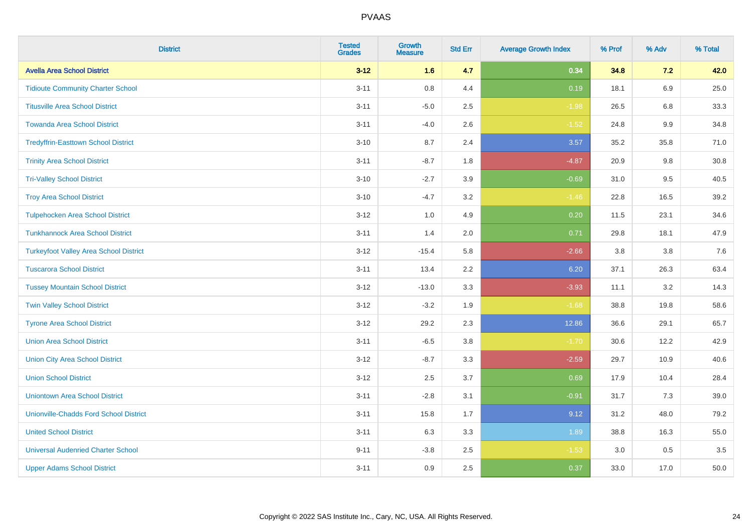# PVAAS

| District | Tested Grades | Growth Measure | Std Err | Average Growth Index | % Prof | % Adv | % Total |
|---|---|---|---|---|---|---|---|
| **Avella Area School District** | **3-12** | **1.6** | **4.7** | **0.34** | **34.8** | **7.2** | **42.0** |
| Tidioute Community Charter School | 3-11 | 0.8 | 4.4 | 0.19 | 18.1 | 6.9 | 25.0 |
| Titusville Area School District | 3-11 | -5.0 | 2.5 | -1.98 | 26.5 | 6.8 | 33.3 |
| Towanda Area School District | 3-11 | -4.0 | 2.6 | -1.52 | 24.8 | 9.9 | 34.8 |
| Tredyffrin-Easttown School District | 3-10 | 8.7 | 2.4 | 3.57 | 35.2 | 35.8 | 71.0 |
| Trinity Area School District | 3-11 | -8.7 | 1.8 | -4.87 | 20.9 | 9.8 | 30.8 |
| Tri-Valley School District | 3-10 | -2.7 | 3.9 | -0.69 | 31.0 | 9.5 | 40.5 |
| Troy Area School District | 3-10 | -4.7 | 3.2 | -1.46 | 22.8 | 16.5 | 39.2 |
| Tulpehocken Area School District | 3-12 | 1.0 | 4.9 | 0.20 | 11.5 | 23.1 | 34.6 |
| Tunkhannock Area School District | 3-11 | 1.4 | 2.0 | 0.71 | 29.8 | 18.1 | 47.9 |
| Turkeyfoot Valley Area School District | 3-12 | -15.4 | 5.8 | -2.66 | 3.8 | 3.8 | 7.6 |
| Tuscarora School District | 3-11 | 13.4 | 2.2 | 6.20 | 37.1 | 26.3 | 63.4 |
| Tussey Mountain School District | 3-12 | -13.0 | 3.3 | -3.93 | 11.1 | 3.2 | 14.3 |
| Twin Valley School District | 3-12 | -3.2 | 1.9 | -1.68 | 38.8 | 19.8 | 58.6 |
| Tyrone Area School District | 3-12 | 29.2 | 2.3 | 12.86 | 36.6 | 29.1 | 65.7 |
| Union Area School District | 3-11 | -6.5 | 3.8 | -1.70 | 30.6 | 12.2 | 42.9 |
| Union City Area School District | 3-12 | -8.7 | 3.3 | -2.59 | 29.7 | 10.9 | 40.6 |
| Union School District | 3-12 | 2.5 | 3.7 | 0.69 | 17.9 | 10.4 | 28.4 |
| Uniontown Area School District | 3-11 | -2.8 | 3.1 | -0.91 | 31.7 | 7.3 | 39.0 |
| Unionville-Chadds Ford School District | 3-11 | 15.8 | 1.7 | 9.12 | 31.2 | 48.0 | 79.2 |
| United School District | 3-11 | 6.3 | 3.3 | 1.89 | 38.8 | 16.3 | 55.0 |
| Universal Audenried Charter School | 9-11 | -3.8 | 2.5 | -1.53 | 3.0 | 0.5 | 3.5 |
| Upper Adams School District | 3-11 | 0.9 | 2.5 | 0.37 | 33.0 | 17.0 | 50.0 |

Copyright © 2022 SAS Institute Inc., Cary, NC, USA. All Rights Reserved.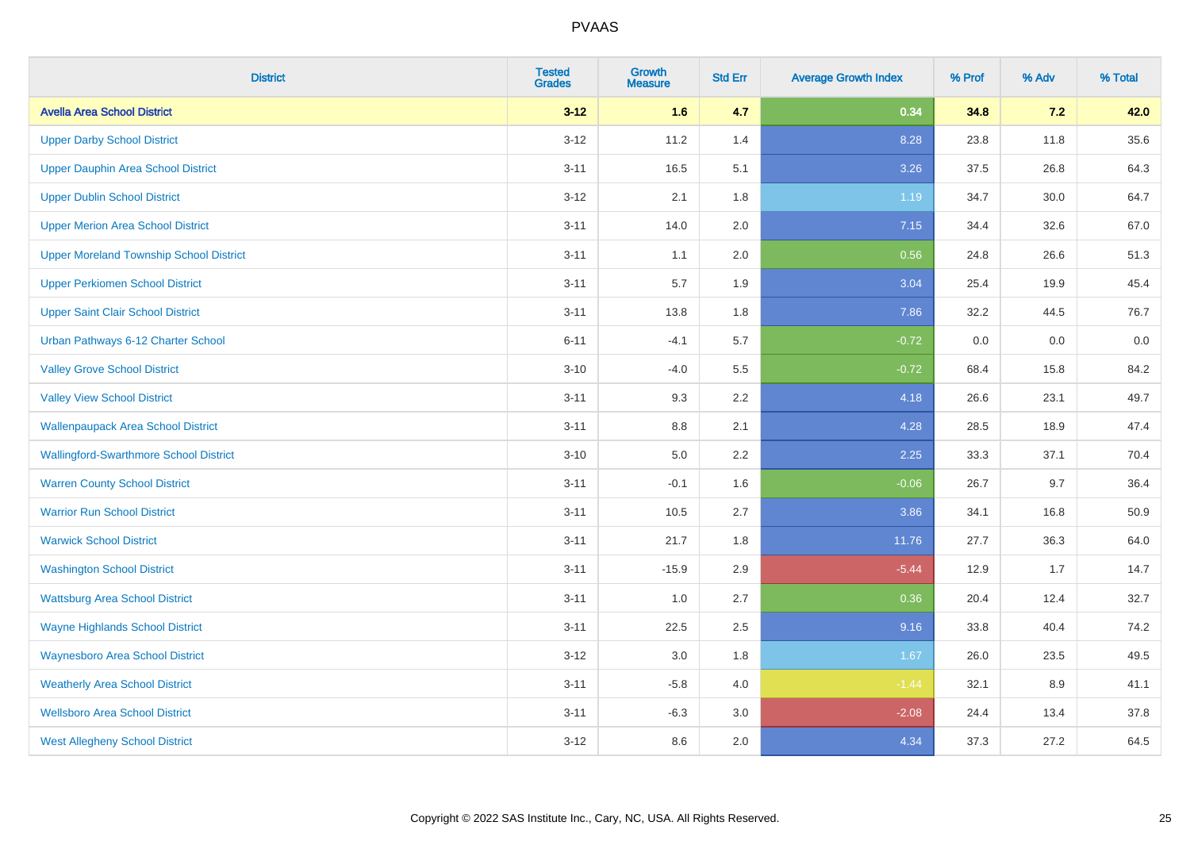# PVAAS

| District | Tested Grades | Growth Measure | Std Err | Average Growth Index | % Prof | % Adv | % Total |
|---|---|---|---|---|---|---|---|
| **Avella Area School District** | **3-12** | **1.6** | **4.7** | **0.34** | **34.8** | **7.2** | **42.0** |
| Upper Darby School District | 3-12 | 11.2 | 1.4 | 8.28 | 23.8 | 11.8 | 35.6 |
| Upper Dauphin Area School District | 3-11 | 16.5 | 5.1 | 3.26 | 37.5 | 26.8 | 64.3 |
| Upper Dublin School District | 3-12 | 2.1 | 1.8 | 1.19 | 34.7 | 30.0 | 64.7 |
| Upper Merion Area School District | 3-11 | 14.0 | 2.0 | 7.15 | 34.4 | 32.6 | 67.0 |
| Upper Moreland Township School District | 3-11 | 1.1 | 2.0 | 0.56 | 24.8 | 26.6 | 51.3 |
| Upper Perkiomen School District | 3-11 | 5.7 | 1.9 | 3.04 | 25.4 | 19.9 | 45.4 |
| Upper Saint Clair School District | 3-11 | 13.8 | 1.8 | 7.86 | 32.2 | 44.5 | 76.7 |
| Urban Pathways 6-12 Charter School | 6-11 | -4.1 | 5.7 | -0.72 | 0.0 | 0.0 | 0.0 |
| Valley Grove School District | 3-10 | -4.0 | 5.5 | -0.72 | 68.4 | 15.8 | 84.2 |
| Valley View School District | 3-11 | 9.3 | 2.2 | 4.18 | 26.6 | 23.1 | 49.7 |
| Wallenpaupack Area School District | 3-11 | 8.8 | 2.1 | 4.28 | 28.5 | 18.9 | 47.4 |
| Wallingford-Swarthmore School District | 3-10 | 5.0 | 2.2 | 2.25 | 33.3 | 37.1 | 70.4 |
| Warren County School District | 3-11 | -0.1 | 1.6 | -0.06 | 26.7 | 9.7 | 36.4 |
| Warrior Run School District | 3-11 | 10.5 | 2.7 | 3.86 | 34.1 | 16.8 | 50.9 |
| Warwick School District | 3-11 | 21.7 | 1.8 | 11.76 | 27.7 | 36.3 | 64.0 |
| Washington School District | 3-11 | -15.9 | 2.9 | -5.44 | 12.9 | 1.7 | 14.7 |
| Wattsburg Area School District | 3-11 | 1.0 | 2.7 | 0.36 | 20.4 | 12.4 | 32.7 |
| Wayne Highlands School District | 3-11 | 22.5 | 2.5 | 9.16 | 33.8 | 40.4 | 74.2 |
| Waynesboro Area School District | 3-12 | 3.0 | 1.8 | 1.67 | 26.0 | 23.5 | 49.5 |
| Weatherly Area School District | 3-11 | -5.8 | 4.0 | -1.44 | 32.1 | 8.9 | 41.1 |
| Wellsboro Area School District | 3-11 | -6.3 | 3.0 | -2.08 | 24.4 | 13.4 | 37.8 |
| West Allegheny School District | 3-12 | 8.6 | 2.0 | 4.34 | 37.3 | 27.2 | 64.5 |

Copyright © 2022 SAS Institute Inc., Cary, NC, USA. All Rights Reserved.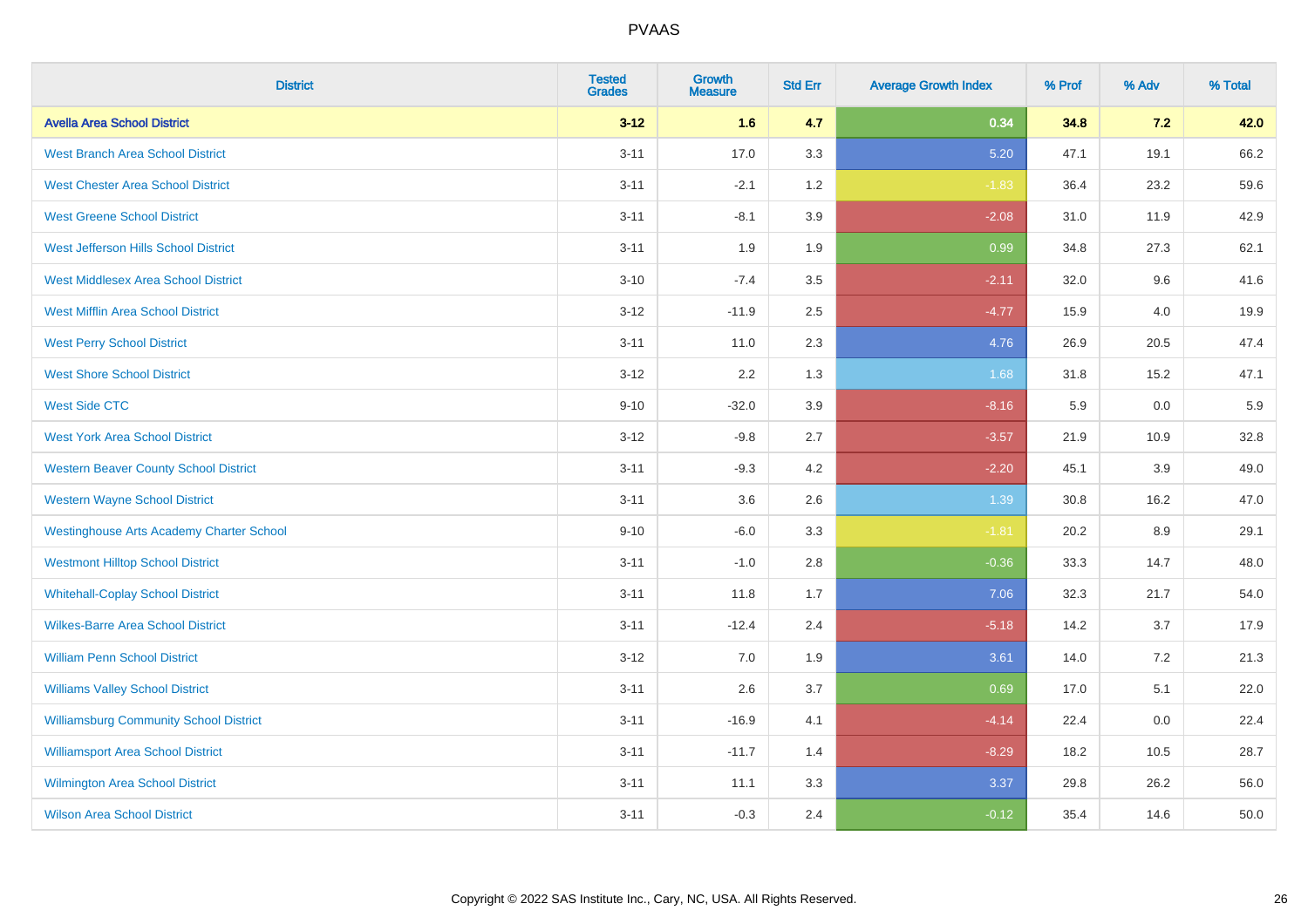| District | Tested Grades | Growth Measure | Std Err | Average Growth Index | % Prof | % Adv | % Total |
|---|---|---|---|---|---|---|---|
| **Avella Area School District** | **3-12** | **1.6** | **4.7** | **0.34** | **34.8** | **7.2** | **42.0** |
| West Branch Area School District | 3-11 | 17.0 | 3.3 | 5.20 | 47.1 | 19.1 | 66.2 |
| West Chester Area School District | 3-11 | -2.1 | 1.2 | -1.83 | 36.4 | 23.2 | 59.6 |
| West Greene School District | 3-11 | -8.1 | 3.9 | -2.08 | 31.0 | 11.9 | 42.9 |
| West Jefferson Hills School District | 3-11 | 1.9 | 1.9 | 0.99 | 34.8 | 27.3 | 62.1 |
| West Middlesex Area School District | 3-10 | -7.4 | 3.5 | -2.11 | 32.0 | 9.6 | 41.6 |
| West Mifflin Area School District | 3-12 | -11.9 | 2.5 | -4.77 | 15.9 | 4.0 | 19.9 |
| West Perry School District | 3-11 | 11.0 | 2.3 | 4.76 | 26.9 | 20.5 | 47.4 |
| West Shore School District | 3-12 | 2.2 | 1.3 | 1.68 | 31.8 | 15.2 | 47.1 |
| West Side CTC | 9-10 | -32.0 | 3.9 | -8.16 | 5.9 | 0.0 | 5.9 |
| West York Area School District | 3-12 | -9.8 | 2.7 | -3.57 | 21.9 | 10.9 | 32.8 |
| Western Beaver County School District | 3-11 | -9.3 | 4.2 | -2.20 | 45.1 | 3.9 | 49.0 |
| Western Wayne School District | 3-11 | 3.6 | 2.6 | 1.39 | 30.8 | 16.2 | 47.0 |
| Westinghouse Arts Academy Charter School | 9-10 | -6.0 | 3.3 | -1.81 | 20.2 | 8.9 | 29.1 |
| Westmont Hilltop School District | 3-11 | -1.0 | 2.8 | -0.36 | 33.3 | 14.7 | 48.0 |
| Whitehall-Coplay School District | 3-11 | 11.8 | 1.7 | 7.06 | 32.3 | 21.7 | 54.0 |
| Wilkes-Barre Area School District | 3-11 | -12.4 | 2.4 | -5.18 | 14.2 | 3.7 | 17.9 |
| William Penn School District | 3-12 | 7.0 | 1.9 | 3.61 | 14.0 | 7.2 | 21.3 |
| Williams Valley School District | 3-11 | 2.6 | 3.7 | 0.69 | 17.0 | 5.1 | 22.0 |
| Williamsburg Community School District | 3-11 | -16.9 | 4.1 | -4.14 | 22.4 | 0.0 | 22.4 |
| Williamsport Area School District | 3-11 | -11.7 | 1.4 | -8.29 | 18.2 | 10.5 | 28.7 |
| Wilmington Area School District | 3-11 | 11.1 | 3.3 | 3.37 | 29.8 | 26.2 | 56.0 |
| Wilson Area School District | 3-11 | -0.3 | 2.4 | -0.12 | 35.4 | 14.6 | 50.0 |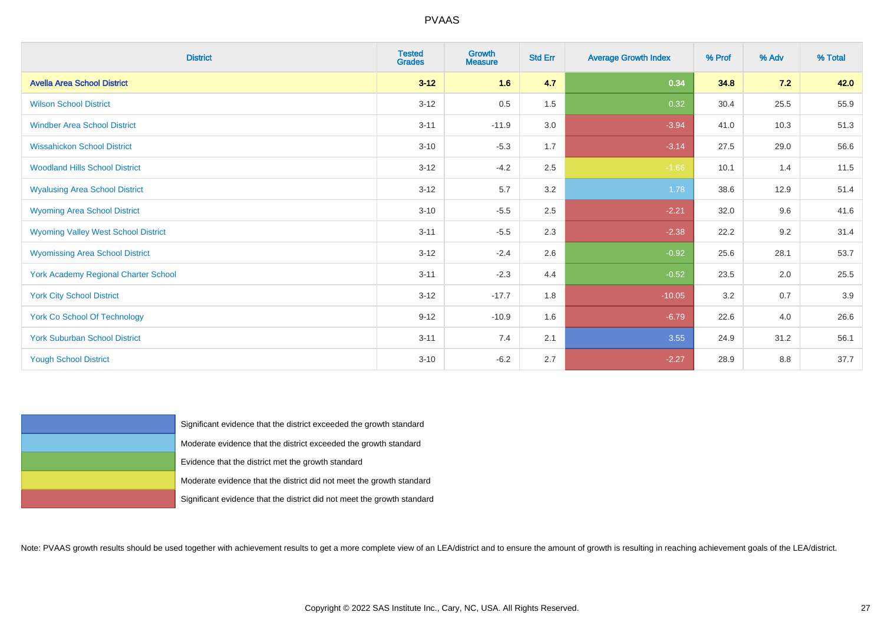# PVAAS

| District | Tested Grades | Growth Measure | Std Err | Average Growth Index | % Prof | % Adv | % Total |
|---|---|---|---|---|---|---|---|
| **Avella Area School District** | **3-12** | **1.6** | **4.7** | **0.34** | **34.8** | **7.2** | **42.0** |
| Wilson School District | 3-12 | 0.5 | 1.5 | 0.32 | 30.4 | 25.5 | 55.9 |
| Windber Area School District | 3-11 | -11.9 | 3.0 | -3.94 | 41.0 | 10.3 | 51.3 |
| Wissahickon School District | 3-10 | -5.3 | 1.7 | -3.14 | 27.5 | 29.0 | 56.6 |
| Woodland Hills School District | 3-12 | -4.2 | 2.5 | -1.66 | 10.1 | 1.4 | 11.5 |
| Wyalusing Area School District | 3-12 | 5.7 | 3.2 | 1.78 | 38.6 | 12.9 | 51.4 |
| Wyoming Area School District | 3-10 | -5.5 | 2.5 | -2.21 | 32.0 | 9.6 | 41.6 |
| Wyoming Valley West School District | 3-11 | -5.5 | 2.3 | -2.38 | 22.2 | 9.2 | 31.4 |
| Wyomissing Area School District | 3-12 | -2.4 | 2.6 | -0.92 | 25.6 | 28.1 | 53.7 |
| York Academy Regional Charter School | 3-11 | -2.3 | 4.4 | -0.52 | 23.5 | 2.0 | 25.5 |
| York City School District | 3-12 | -17.7 | 1.8 | -10.05 | 3.2 | 0.7 | 3.9 |
| York Co School Of Technology | 9-12 | -10.9 | 1.6 | -6.79 | 22.6 | 4.0 | 26.6 |
| York Suburban School District | 3-11 | 7.4 | 2.1 | 3.55 | 24.9 | 31.2 | 56.1 |
| Yough School District | 3-10 | -6.2 | 2.7 | -2.27 | 28.9 | 8.8 | 37.7 |

Significant evidence that the district exceeded the growth standard

Moderate evidence that the district exceeded the growth standard

Evidence that the district met the growth standard

Moderate evidence that the district did not meet the growth standard

Significant evidence that the district did not meet the growth standard

Note: PVAAS growth results should be used together with achievement results to get a more complete view of an LEA/district and to ensure the amount of growth is resulting in reaching achievement goals of the LEA/district.

Copyright © 2022 SAS Institute Inc., Cary, NC, USA. All Rights Reserved.